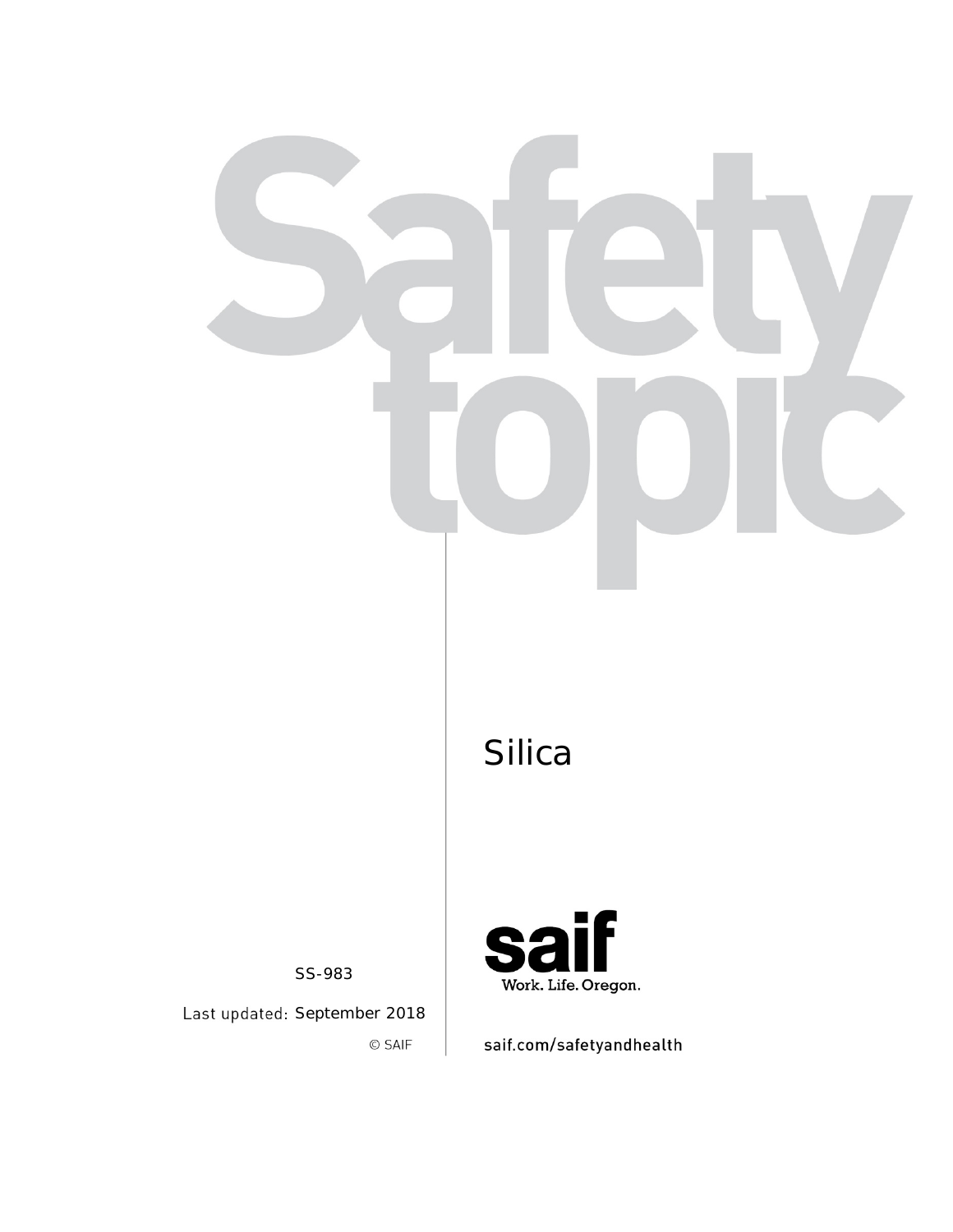# Safety topic

## Silica

saif

Work. Life. Oregon.

saif.com/safetyandhealth

SS-983

Last updated: September 2018

© SAIF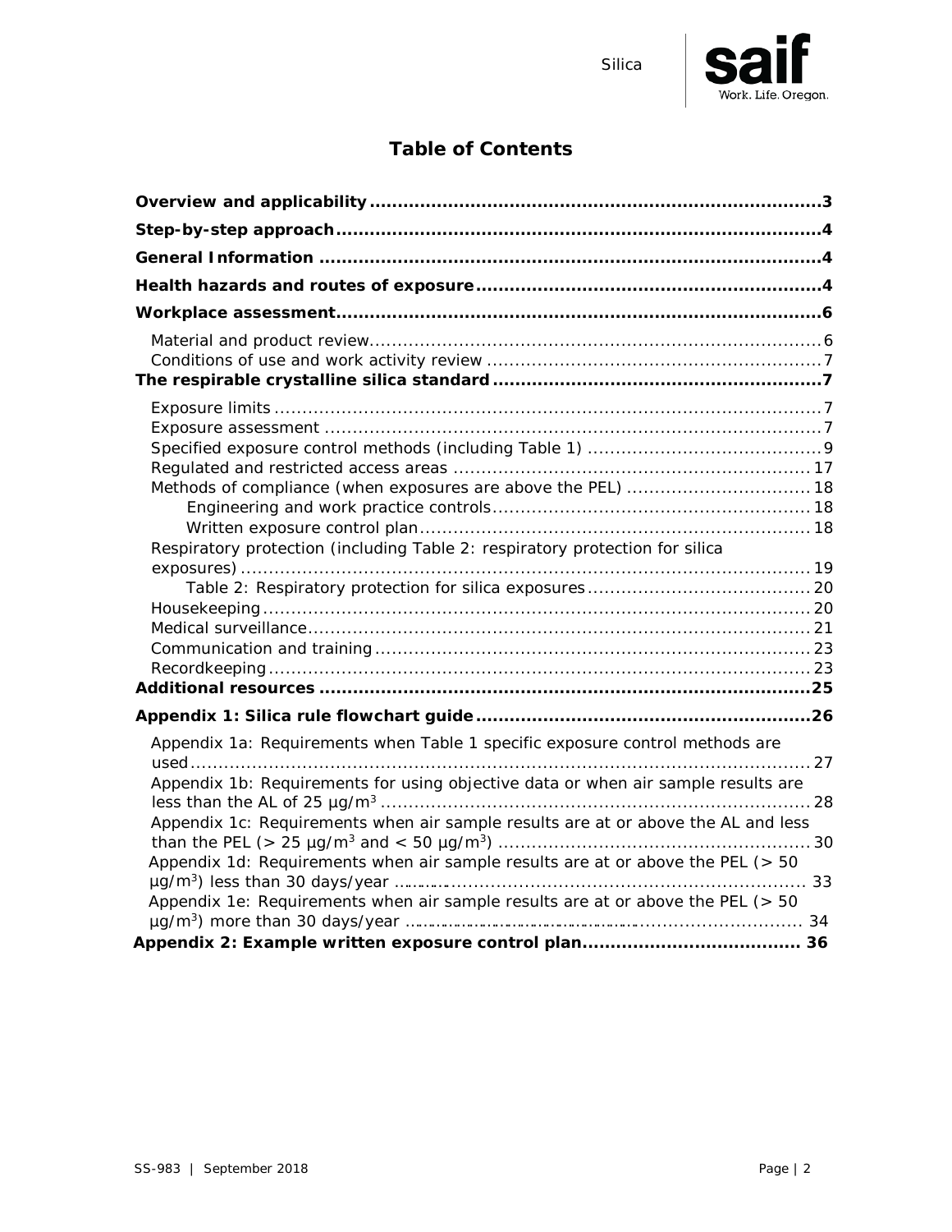# Table of Contents

**Overview and applicability** ................................................................ **3**

**Step-by-step approach** ................................................................ **4**

**General Information** ................................................................ **4**

**Health hazards and routes of exposure** ................................................................ **4**

**Workplace assessment** ................................................................ **6**

- Material and product review ................................................................ 6
- Conditions of use and work activity review ................................................................ 7

**The respirable crystalline silica standard** ................................................................ **7**

- Exposure limits ................................................................ 7
- Exposure assessment ................................................................ 7
- Specified exposure control methods (including Table 1) ................................................................ 9
- Regulated and restricted access areas ................................................................ 17
- Methods of compliance (when exposures are above the PEL) ................................................................ 18
  - Engineering and work practice controls ................................................................ 18
  - Written exposure control plan ................................................................ 18
- Respiratory protection (including Table 2: respiratory protection for silica exposures) ................................................................ 19
  - Table 2: Respiratory protection for silica exposures ................................................................ 20
- Housekeeping ................................................................ 20
- Medical surveillance ................................................................ 21
- Communication and training ................................................................ 23
- Recordkeeping ................................................................ 23

**Additional resources** ................................................................ **25**

**Appendix 1: Silica rule flowchart guide** ................................................................ **26**

- Appendix 1a: Requirements when Table 1 specific exposure control methods are used ................................................................ 27
- Appendix 1b: Requirements for using objective data or when air sample results are less than the AL of 25 $\mu g/m^3$ ................................................................ 28
- Appendix 1c: Requirements when air sample results are at or above the AL and less than the PEL (> 25 $\mu g/m^3$ and < 50 $\mu g/m^3$) ................................................................ 30
- Appendix 1d: Requirements when air sample results are at or above the PEL (> 50 $\mu g/m^3$) less than 30 days/year ................................................................ 33
- Appendix 1e: Requirements when air sample results are at or above the PEL (> 50 $\mu g/m^3$) more than 30 days/year ................................................................ 34

**Appendix 2: Example written exposure control plan** ................................................................ **36**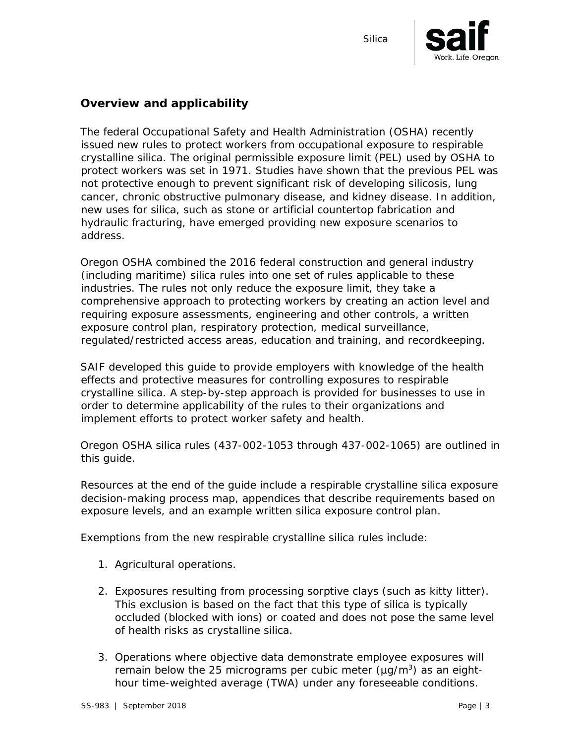## Overview and applicability

The federal Occupational Safety and Health Administration (OSHA) recently issued new rules to protect workers from occupational exposure to respirable crystalline silica. The original permissible exposure limit (PEL) used by OSHA to protect workers was set in 1971. Studies have shown that the previous PEL was not protective enough to prevent significant risk of developing silicosis, lung cancer, chronic obstructive pulmonary disease, and kidney disease. In addition, new uses for silica, such as stone or artificial countertop fabrication and hydraulic fracturing, have emerged providing new exposure scenarios to address.

Oregon OSHA combined the 2016 federal construction and general industry (including maritime) silica rules into one set of rules applicable to these industries. The rules not only reduce the exposure limit, they take a comprehensive approach to protecting workers by creating an action level and requiring exposure assessments, engineering and other controls, a written exposure control plan, respiratory protection, medical surveillance, regulated/restricted access areas, education and training, and recordkeeping.

SAIF developed this guide to provide employers with knowledge of the health effects and protective measures for controlling exposures to respirable crystalline silica. A step-by-step approach is provided for businesses to use in order to determine applicability of the rules to their organizations and implement efforts to protect worker safety and health.

Oregon OSHA silica rules (437-002-1053 through 437-002-1065) are outlined in this guide.

Resources at the end of the guide include a respirable crystalline silica exposure decision-making process map, appendices that describe requirements based on exposure levels, and an example written silica exposure control plan.

Exemptions from the new respirable crystalline silica rules include:

1. Agricultural operations.

2. Exposures resulting from processing sorptive clays (such as kitty litter). This exclusion is based on the fact that this type of silica is typically occluded (blocked with ions) or coated and does not pose the same level of health risks as crystalline silica.

3. Operations where objective data demonstrate employee exposures will remain below the 25 micrograms per cubic meter ($\mu g/m^3$) as an eight-hour time-weighted average (TWA) under any foreseeable conditions.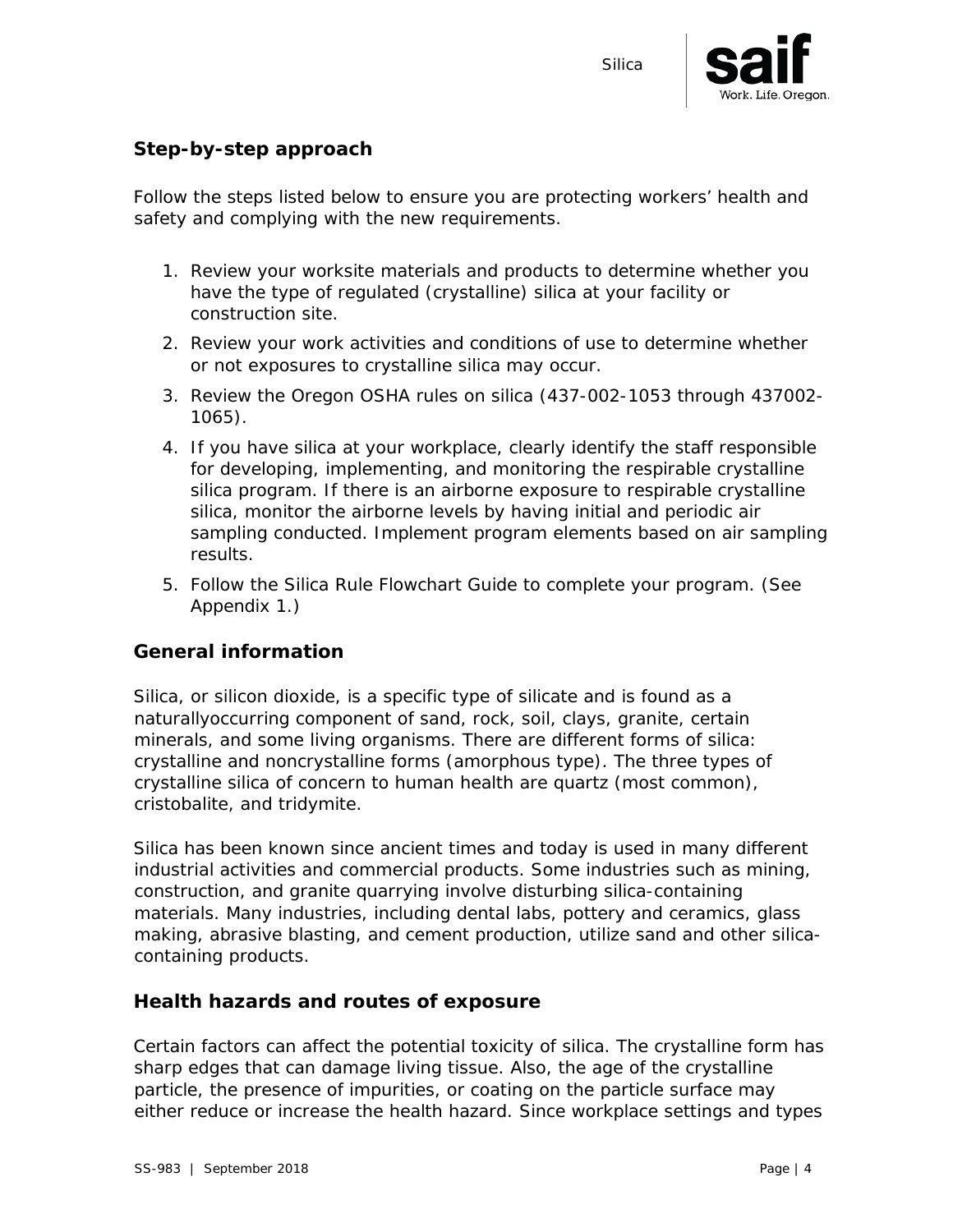## Step-by-step approach

Follow the steps listed below to ensure you are protecting workers' health and safety and complying with the new requirements.

1. Review your worksite materials and products to determine whether you have the type of regulated (crystalline) silica at your facility or construction site.
2. Review your work activities and conditions of use to determine whether or not exposures to crystalline silica may occur.
3. Review the Oregon OSHA rules on silica (437-002-1053 through 437002-1065).
4. If you have silica at your workplace, clearly identify the staff responsible for developing, implementing, and monitoring the respirable crystalline silica program. If there is an airborne exposure to respirable crystalline silica, monitor the airborne levels by having initial and periodic air sampling conducted. Implement program elements based on air sampling results.
5. Follow the Silica Rule Flowchart Guide to complete your program. (See Appendix 1.)

## General information

Silica, or silicon dioxide, is a specific type of silicate and is found as a naturallyoccurring component of sand, rock, soil, clays, granite, certain minerals, and some living organisms. There are different forms of silica: crystalline and noncrystalline forms (amorphous type). The three types of crystalline silica of concern to human health are quartz (most common), cristobalite, and tridymite.

Silica has been known since ancient times and today is used in many different industrial activities and commercial products. Some industries such as mining, construction, and granite quarrying involve disturbing silica-containing materials. Many industries, including dental labs, pottery and ceramics, glass making, abrasive blasting, and cement production, utilize sand and other silica-containing products.

## Health hazards and routes of exposure

Certain factors can affect the potential toxicity of silica. The crystalline form has sharp edges that can damage living tissue. Also, the age of the crystalline particle, the presence of impurities, or coating on the particle surface may either reduce or increase the health hazard. Since workplace settings and types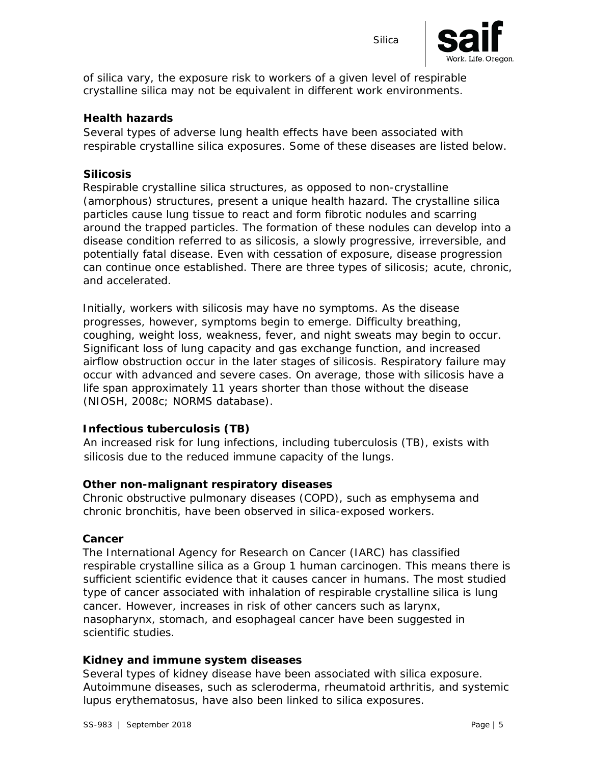of silica vary, the exposure risk to workers of a given level of respirable crystalline silica may not be equivalent in different work environments.

### Health hazards

Several types of adverse lung health effects have been associated with respirable crystalline silica exposures. Some of these diseases are listed below.

### Silicosis

Respirable crystalline silica structures, as opposed to non-crystalline (amorphous) structures, present a unique health hazard. The crystalline silica particles cause lung tissue to react and form fibrotic nodules and scarring around the trapped particles. The formation of these nodules can develop into a disease condition referred to as silicosis, a slowly progressive, irreversible, and potentially fatal disease. Even with cessation of exposure, disease progression can continue once established. There are three types of silicosis; acute, chronic, and accelerated.

Initially, workers with silicosis may have no symptoms. As the disease progresses, however, symptoms begin to emerge. Difficulty breathing, coughing, weight loss, weakness, fever, and night sweats may begin to occur. Significant loss of lung capacity and gas exchange function, and increased airflow obstruction occur in the later stages of silicosis. Respiratory failure may occur with advanced and severe cases. On average, those with silicosis have a life span approximately 11 years shorter than those without the disease (NIOSH, 2008c; NORMS database).

### Infectious tuberculosis (TB)

An increased risk for lung infections, including tuberculosis (TB), exists with silicosis due to the reduced immune capacity of the lungs.

### Other non-malignant respiratory diseases

Chronic obstructive pulmonary diseases (COPD), such as emphysema and chronic bronchitis, have been observed in silica-exposed workers.

### Cancer

The International Agency for Research on Cancer (IARC) has classified respirable crystalline silica as a Group 1 human carcinogen. This means there is sufficient scientific evidence that it causes cancer in humans. The most studied type of cancer associated with inhalation of respirable crystalline silica is lung cancer. However, increases in risk of other cancers such as larynx, nasopharynx, stomach, and esophageal cancer have been suggested in scientific studies.

### Kidney and immune system diseases

Several types of kidney disease have been associated with silica exposure. Autoimmune diseases, such as scleroderma, rheumatoid arthritis, and systemic lupus erythematosus, have also been linked to silica exposures.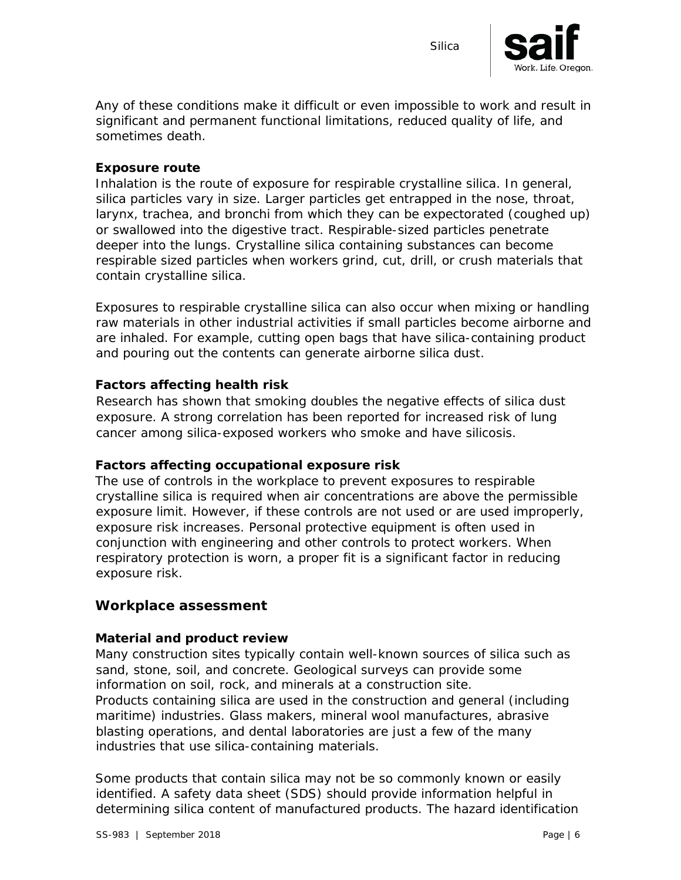Any of these conditions make it difficult or even impossible to work and result in significant and permanent functional limitations, reduced quality of life, and sometimes death.

### Exposure route

Inhalation is the route of exposure for respirable crystalline silica. In general, silica particles vary in size. Larger particles get entrapped in the nose, throat, larynx, trachea, and bronchi from which they can be expectorated (coughed up) or swallowed into the digestive tract. Respirable-sized particles penetrate deeper into the lungs. Crystalline silica containing substances can become respirable sized particles when workers grind, cut, drill, or crush materials that contain crystalline silica.

Exposures to respirable crystalline silica can also occur when mixing or handling raw materials in other industrial activities if small particles become airborne and are inhaled. For example, cutting open bags that have silica-containing product and pouring out the contents can generate airborne silica dust.

### Factors affecting health risk

Research has shown that smoking doubles the negative effects of silica dust exposure. A strong correlation has been reported for increased risk of lung cancer among silica-exposed workers who smoke and have silicosis.

### Factors affecting occupational exposure risk

The use of controls in the workplace to prevent exposures to respirable crystalline silica is required when air concentrations are above the permissible exposure limit. However, if these controls are not used or are used improperly, exposure risk increases. Personal protective equipment is often used in conjunction with engineering and other controls to protect workers. When respiratory protection is worn, a proper fit is a significant factor in reducing exposure risk.

## Workplace assessment

### Material and product review

Many construction sites typically contain well-known sources of silica such as sand, stone, soil, and concrete. Geological surveys can provide some information on soil, rock, and minerals at a construction site.
Products containing silica are used in the construction and general (including maritime) industries. Glass makers, mineral wool manufactures, abrasive blasting operations, and dental laboratories are just a few of the many industries that use silica-containing materials.

Some products that contain silica may not be so commonly known or easily identified. A safety data sheet (SDS) should provide information helpful in determining silica content of manufactured products. The hazard identification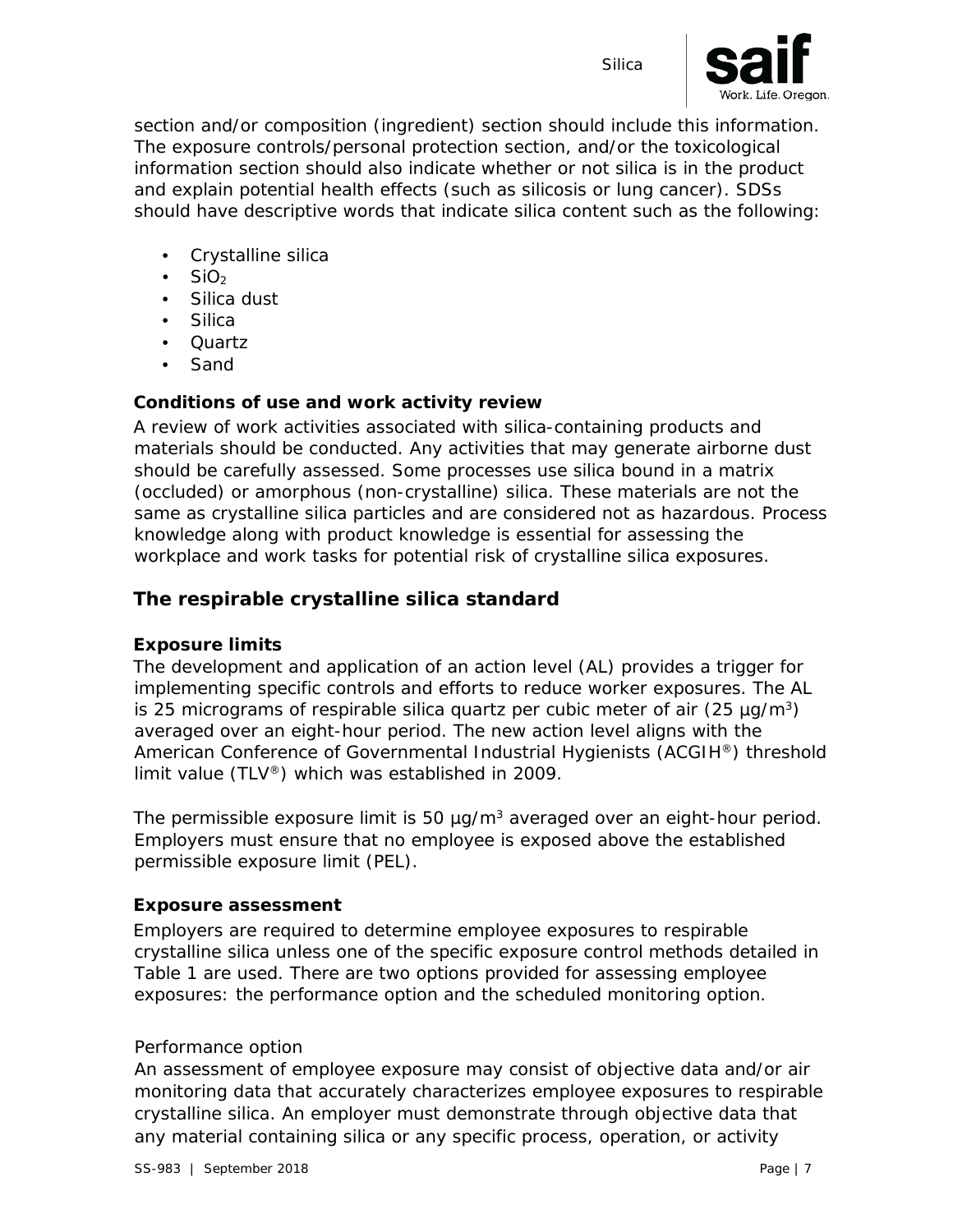section and/or composition (ingredient) section should include this information. The exposure controls/personal protection section, and/or the toxicological information section should also indicate whether or not silica is in the product and explain potential health effects (such as silicosis or lung cancer). SDSs should have descriptive words that indicate silica content such as the following:

- Crystalline silica
- $SiO_2$
- Silica dust
- Silica
- Quartz
- Sand

### Conditions of use and work activity review

A review of work activities associated with silica-containing products and materials should be conducted. Any activities that may generate airborne dust should be carefully assessed. Some processes use silica bound in a matrix (occluded) or amorphous (non-crystalline) silica. These materials are not the same as crystalline silica particles and are considered not as hazardous. Process knowledge along with product knowledge is essential for assessing the workplace and work tasks for potential risk of crystalline silica exposures.

## The respirable crystalline silica standard

### Exposure limits

The development and application of an action level (AL) provides a trigger for implementing specific controls and efforts to reduce worker exposures. The AL is 25 micrograms of respirable silica quartz per cubic meter of air (25 µg/m$^3$) averaged over an eight-hour period. The new action level aligns with the American Conference of Governmental Industrial Hygienists (ACGIH®) threshold limit value (TLV®) which was established in 2009.

The permissible exposure limit is 50 µg/m$^3$ averaged over an eight-hour period. Employers must ensure that no employee is exposed above the established permissible exposure limit (PEL).

### Exposure assessment

Employers are required to determine employee exposures to respirable crystalline silica unless one of the specific exposure control methods detailed in Table 1 are used. There are two options provided for assessing employee exposures: the performance option and the scheduled monitoring option.

Performance option

An assessment of employee exposure may consist of objective data and/or air monitoring data that accurately characterizes employee exposures to respirable crystalline silica. An employer must demonstrate through objective data that any material containing silica or any specific process, operation, or activity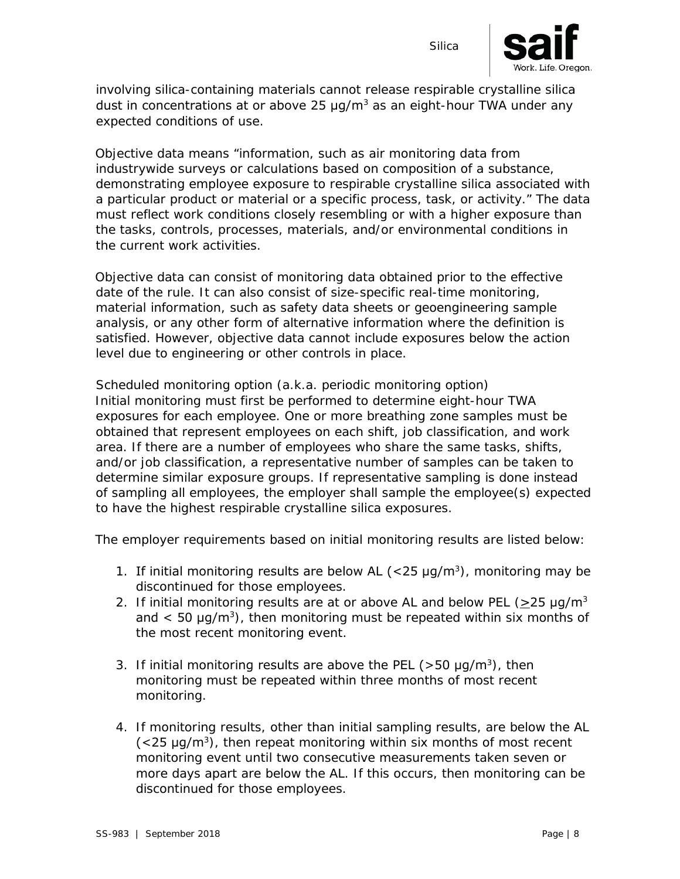involving silica-containing materials cannot release respirable crystalline silica dust in concentrations at or above 25 μg/m$^3$ as an eight-hour TWA under any expected conditions of use.

Objective data means "information, such as air monitoring data from industrywide surveys or calculations based on composition of a substance, demonstrating employee exposure to respirable crystalline silica associated with a particular product or material or a specific process, task, or activity." The data must reflect work conditions closely resembling or with a higher exposure than the tasks, controls, processes, materials, and/or environmental conditions in the current work activities.

Objective data can consist of monitoring data obtained prior to the effective date of the rule. It can also consist of size-specific real-time monitoring, material information, such as safety data sheets or geoengineering sample analysis, or any other form of alternative information where the definition is satisfied. However, objective data cannot include exposures below the action level due to engineering or other controls in place.

Scheduled monitoring option (a.k.a. periodic monitoring option)
Initial monitoring must first be performed to determine eight-hour TWA exposures for each employee. One or more breathing zone samples must be obtained that represent employees on each shift, job classification, and work area. If there are a number of employees who share the same tasks, shifts, and/or job classification, a representative number of samples can be taken to determine similar exposure groups. If representative sampling is done instead of sampling all employees, the employer shall sample the employee(s) expected to have the highest respirable crystalline silica exposures.

The employer requirements based on initial monitoring results are listed below:

1. If initial monitoring results are below AL (<25 μg/m$^3$), monitoring may be discontinued for those employees.
2. If initial monitoring results are at or above AL and below PEL ($\geq$25 μg/m$^3$ and < 50 μg/m$^3$), then monitoring must be repeated within six months of the most recent monitoring event.
3. If initial monitoring results are above the PEL (>50 μg/m$^3$), then monitoring must be repeated within three months of most recent monitoring.
4. If monitoring results, other than initial sampling results, are below the AL (<25 μg/m$^3$), then repeat monitoring within six months of most recent monitoring event until two consecutive measurements taken seven or more days apart are below the AL. If this occurs, then monitoring can be discontinued for those employees.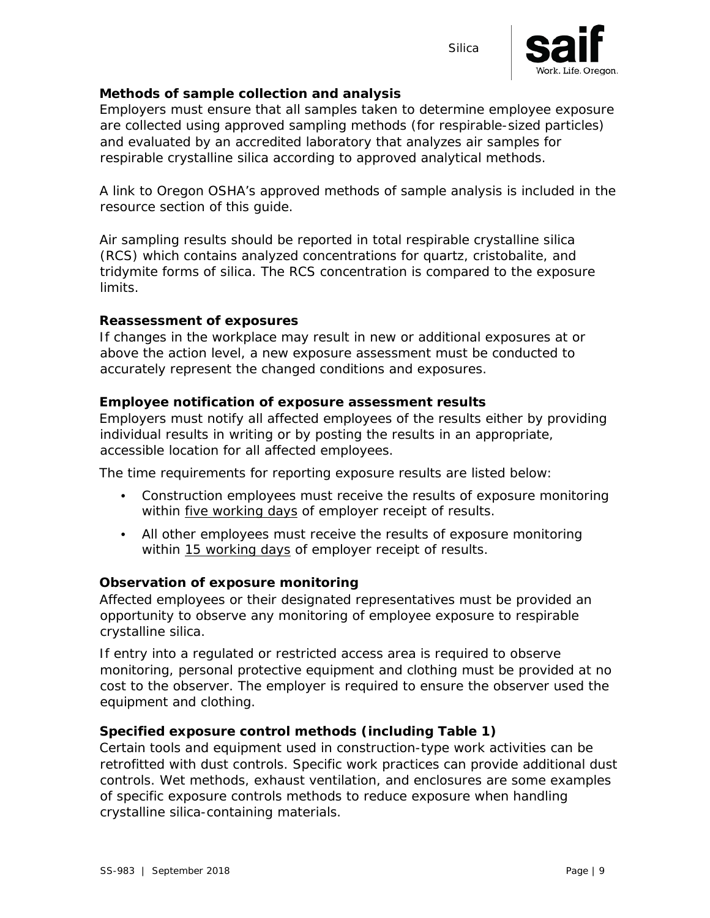### Methods of sample collection and analysis

Employers must ensure that all samples taken to determine employee exposure are collected using approved sampling methods (for respirable-sized particles) and evaluated by an accredited laboratory that analyzes air samples for respirable crystalline silica according to approved analytical methods.

A link to Oregon OSHA's approved methods of sample analysis is included in the resource section of this guide.

Air sampling results should be reported in total respirable crystalline silica (RCS) which contains analyzed concentrations for quartz, cristobalite, and tridymite forms of silica. The RCS concentration is compared to the exposure limits.

### Reassessment of exposures

If changes in the workplace may result in new or additional exposures at or above the action level, a new exposure assessment must be conducted to accurately represent the changed conditions and exposures.

### Employee notification of exposure assessment results

Employers must notify all affected employees of the results either by providing individual results in writing or by posting the results in an appropriate, accessible location for all affected employees.

The time requirements for reporting exposure results are listed below:

- Construction employees must receive the results of exposure monitoring within five working days of employer receipt of results.
- All other employees must receive the results of exposure monitoring within 15 working days of employer receipt of results.

### Observation of exposure monitoring

Affected employees or their designated representatives must be provided an opportunity to observe any monitoring of employee exposure to respirable crystalline silica.

If entry into a regulated or restricted access area is required to observe monitoring, personal protective equipment and clothing must be provided at no cost to the observer. The employer is required to ensure the observer used the equipment and clothing.

### Specified exposure control methods (including Table 1)

Certain tools and equipment used in construction-type work activities can be retrofitted with dust controls. Specific work practices can provide additional dust controls. Wet methods, exhaust ventilation, and enclosures are some examples of specific exposure controls methods to reduce exposure when handling crystalline silica-containing materials.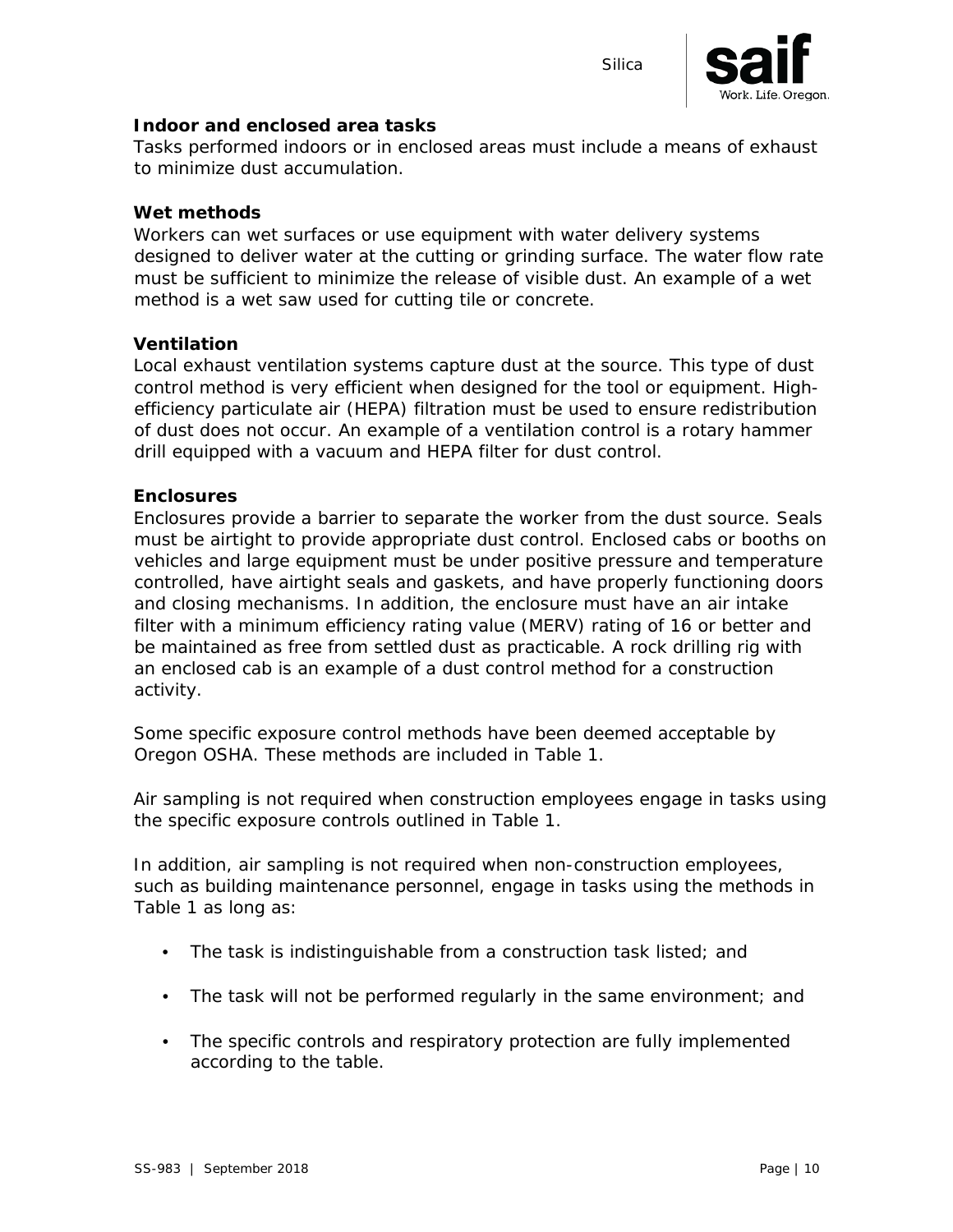**Indoor and enclosed area tasks**
Tasks performed indoors or in enclosed areas must include a means of exhaust to minimize dust accumulation.

**Wet methods**
Workers can wet surfaces or use equipment with water delivery systems designed to deliver water at the cutting or grinding surface. The water flow rate must be sufficient to minimize the release of visible dust. An example of a wet method is a wet saw used for cutting tile or concrete.

**Ventilation**
Local exhaust ventilation systems capture dust at the source. This type of dust control method is very efficient when designed for the tool or equipment. High-efficiency particulate air (HEPA) filtration must be used to ensure redistribution of dust does not occur. An example of a ventilation control is a rotary hammer drill equipped with a vacuum and HEPA filter for dust control.

**Enclosures**
Enclosures provide a barrier to separate the worker from the dust source. Seals must be airtight to provide appropriate dust control. Enclosed cabs or booths on vehicles and large equipment must be under positive pressure and temperature controlled, have airtight seals and gaskets, and have properly functioning doors and closing mechanisms. In addition, the enclosure must have an air intake filter with a minimum efficiency rating value (MERV) rating of 16 or better and be maintained as free from settled dust as practicable. A rock drilling rig with an enclosed cab is an example of a dust control method for a construction activity.

Some specific exposure control methods have been deemed acceptable by Oregon OSHA. These methods are included in Table 1.

Air sampling is not required when construction employees engage in tasks using the specific exposure controls outlined in Table 1.

In addition, air sampling is not required when non-construction employees, such as building maintenance personnel, engage in tasks using the methods in Table 1 as long as:

- The task is indistinguishable from a construction task listed; and
- The task will not be performed regularly in the same environment; and
- The specific controls and respiratory protection are fully implemented according to the table.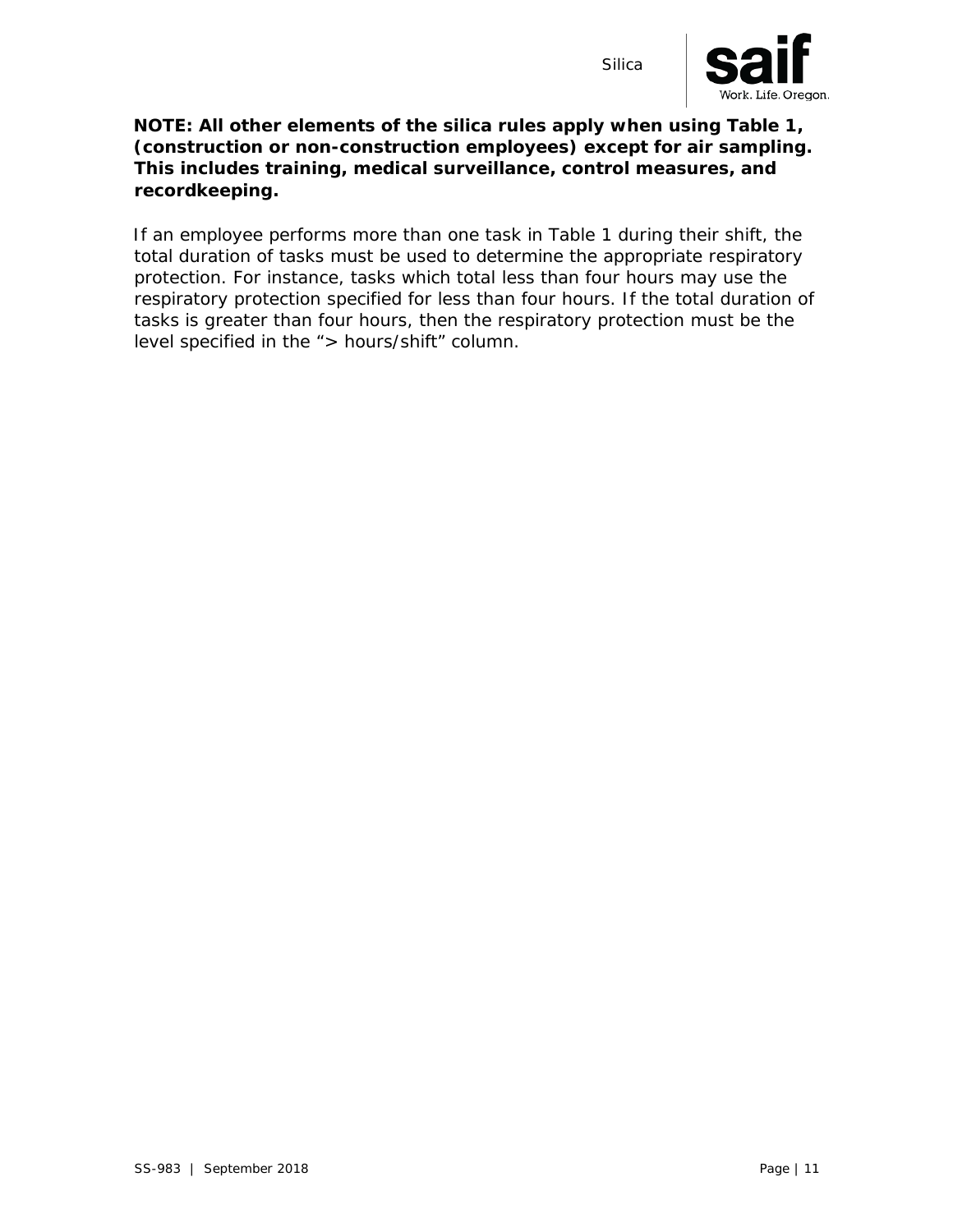**NOTE: All other elements of the silica rules apply when using Table 1, (construction or non-construction employees) except for air sampling. This includes training, medical surveillance, control measures, and recordkeeping.**

If an employee performs more than one task in Table 1 during their shift, the total duration of tasks must be used to determine the appropriate respiratory protection. For instance, tasks which total less than four hours may use the respiratory protection specified for less than four hours. If the total duration of tasks is greater than four hours, then the respiratory protection must be the level specified in the "> hours/shift" column.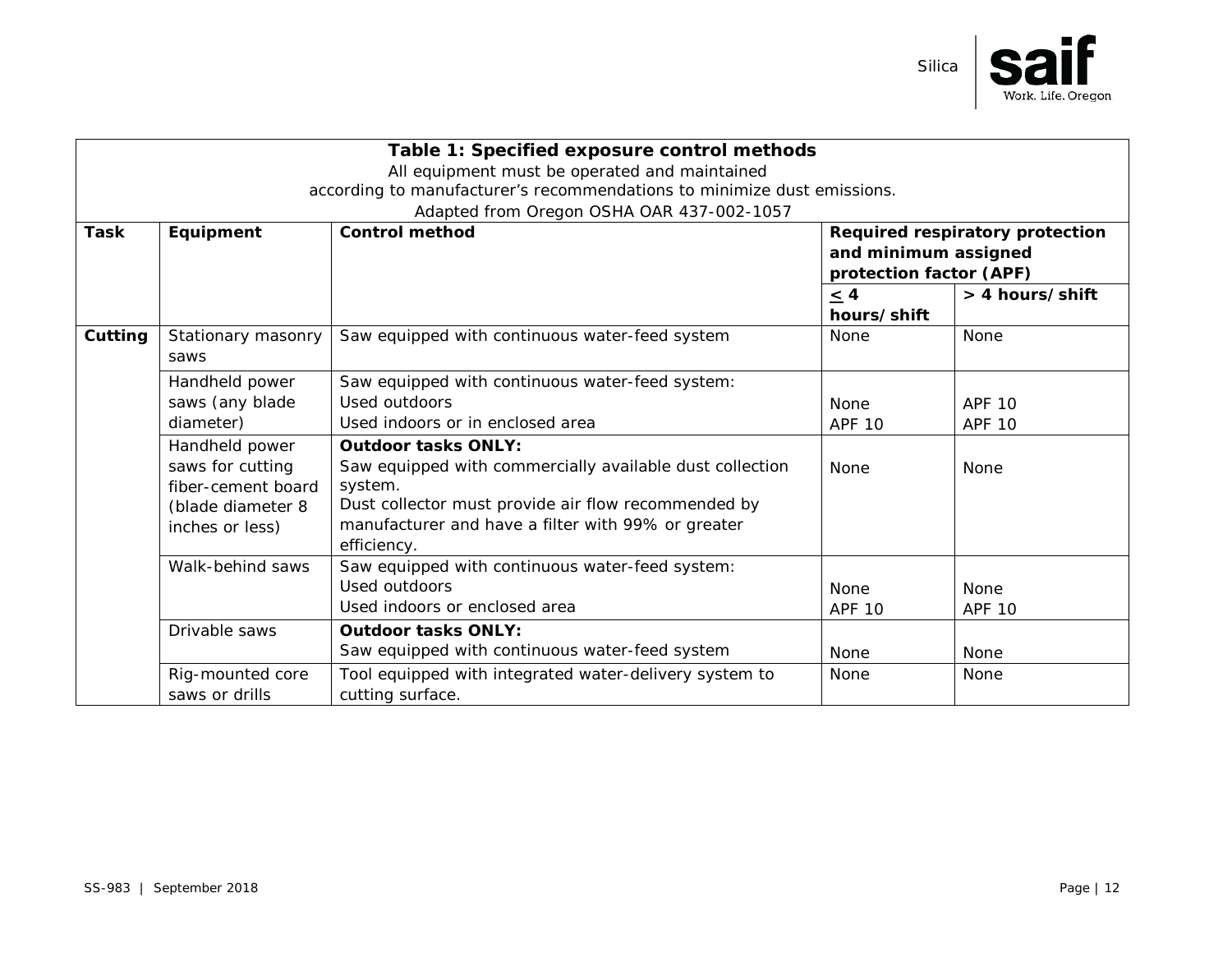**Table 1: Specified exposure control methods**

All equipment must be operated and maintained according to manufacturer's recommendations to minimize dust emissions.

Adapted from Oregon OSHA OAR 437-002-1057

| Task | Equipment | Control method | Required respiratory protection and minimum assigned protection factor (APF) | |
|---|---|---|---|---|
| | | | ≤ 4 hours/shift | > 4 hours/shift |
| **Cutting** | Stationary masonry saws | Saw equipped with continuous water-feed system | None | None |
| | Handheld power saws (any blade diameter) | Saw equipped with continuous water-feed system:<br>Used outdoors<br>Used indoors or in enclosed area | <br>None<br>APF 10 | <br>APF 10<br>APF 10 |
| | Handheld power saws for cutting fiber-cement board (blade diameter 8 inches or less) | **Outdoor tasks ONLY:**<br>Saw equipped with commercially available dust collection system.<br>Dust collector must provide air flow recommended by manufacturer and have a filter with 99% or greater efficiency. | None | None |
| | Walk-behind saws | Saw equipped with continuous water-feed system:<br>Used outdoors<br>Used indoors or enclosed area | <br>None<br>APF 10 | <br>None<br>APF 10 |
| | Drivable saws | **Outdoor tasks ONLY:**<br>Saw equipped with continuous water-feed system | None | None |
| | Rig-mounted core saws or drills | Tool equipped with integrated water-delivery system to cutting surface. | None | None |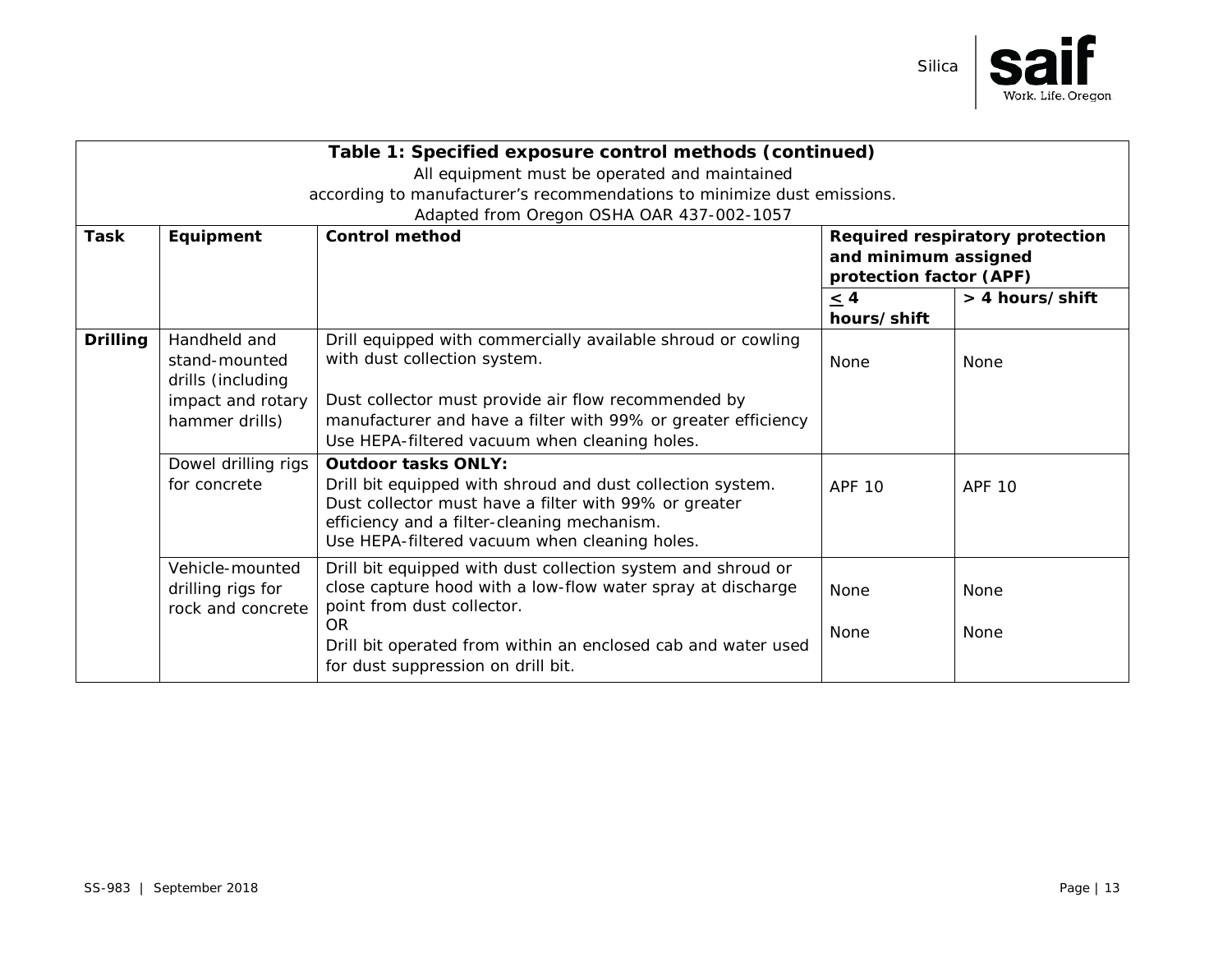**Table 1: Specified exposure control methods (continued)**

All equipment must be operated and maintained according to manufacturer's recommendations to minimize dust emissions.

Adapted from Oregon OSHA OAR 437-002-1057

| Task | Equipment | Control method | Required respiratory protection and minimum assigned protection factor (APF) | |
|---|---|---|---|---|
| | | | $\leq$ 4 hours/shift | > 4 hours/shift |
| **Drilling** | Handheld and stand-mounted drills (including impact and rotary hammer drills) | Drill equipped with commercially available shroud or cowling with dust collection system.<br><br>Dust collector must provide air flow recommended by manufacturer and have a filter with 99% or greater efficiency<br>Use HEPA-filtered vacuum when cleaning holes. | None | None |
| | Dowel drilling rigs for concrete | **Outdoor tasks ONLY:**<br>Drill bit equipped with shroud and dust collection system.<br>Dust collector must have a filter with 99% or greater efficiency and a filter-cleaning mechanism.<br>Use HEPA-filtered vacuum when cleaning holes. | APF 10 | APF 10 |
| | Vehicle-mounted drilling rigs for rock and concrete | Drill bit equipped with dust collection system and shroud or close capture hood with a low-flow water spray at discharge point from dust collector.<br>OR<br>Drill bit operated from within an enclosed cab and water used for dust suppression on drill bit. | None<br><br>None | None<br><br>None |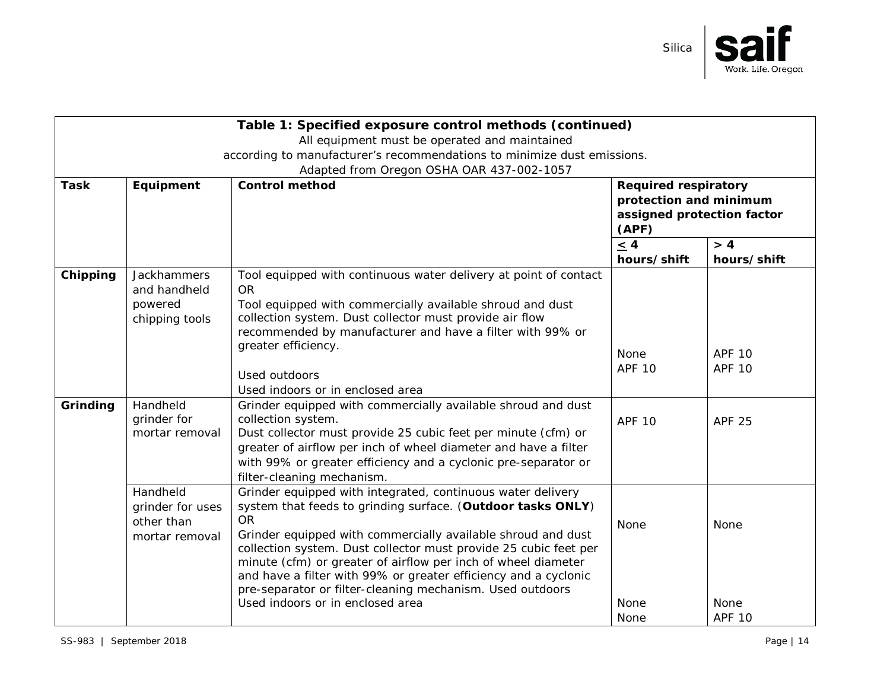| **Table 1: Specified exposure control methods (continued)**<br>All equipment must be operated and maintained according to manufacturer's recommendations to minimize dust emissions.<br>Adapted from Oregon OSHA OAR 437-002-1057 | | | | |
|---|---|---|---|---|
| **Task** | **Equipment** | **Control method** | **Required respiratory protection and minimum assigned protection factor (APF)** | |
| | | | **≤ 4 hours/shift** | **> 4 hours/shift** |
| **Chipping** | Jackhammers and handheld powered chipping tools | Tool equipped with continuous water delivery at point of contact<br>OR<br>Tool equipped with commercially available shroud and dust collection system. Dust collector must provide air flow recommended by manufacturer and have a filter with 99% or greater efficiency.<br><br>Used outdoors<br>Used indoors or in enclosed area | None<br>APF 10 | APF 10<br>APF 10 |
| **Grinding** | Handheld grinder for mortar removal | Grinder equipped with commercially available shroud and dust collection system.<br>Dust collector must provide 25 cubic feet per minute (cfm) or greater of airflow per inch of wheel diameter and have a filter with 99% or greater efficiency and a cyclonic pre-separator or filter-cleaning mechanism. | APF 10 | APF 25 |
| | Handheld grinder for uses other than mortar removal | Grinder equipped with integrated, continuous water delivery system that feeds to grinding surface. (**Outdoor tasks ONLY**)<br>OR<br>Grinder equipped with commercially available shroud and dust collection system. Dust collector must provide 25 cubic feet per minute (cfm) or greater of airflow per inch of wheel diameter and have a filter with 99% or greater efficiency and a cyclonic pre-separator or filter-cleaning mechanism. Used outdoors<br>Used indoors or in enclosed area | None<br><br>None<br>None | None<br><br>None<br>APF 10 |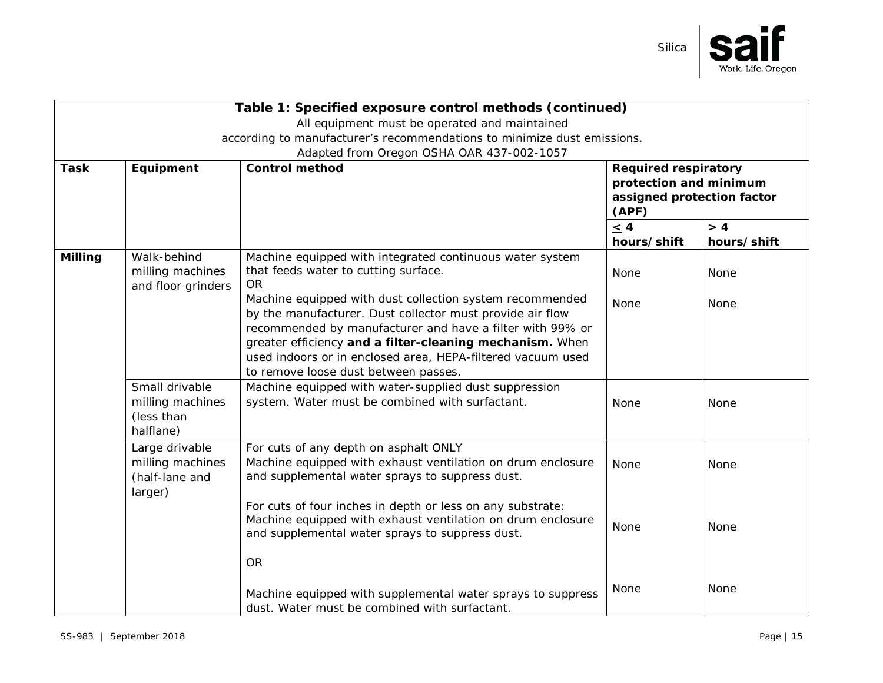**Table 1: Specified exposure control methods (continued)**

All equipment must be operated and maintained according to manufacturer's recommendations to minimize dust emissions.

Adapted from Oregon OSHA OAR 437-002-1057

| **Task** | **Equipment** | **Control method** | **Required respiratory protection and minimum assigned protection factor (APF)** | |
|---|---|---|---|---|
| | | | **≤ 4 hours/shift** | **> 4 hours/shift** |
| **Milling** | Walk-behind milling machines and floor grinders | Machine equipped with integrated continuous water system that feeds water to cutting surface. | None | None |
| | | OR<br>Machine equipped with dust collection system recommended by the manufacturer. Dust collector must provide air flow recommended by manufacturer and have a filter with 99% or greater efficiency **and a filter-cleaning mechanism.** When used indoors or in enclosed area, HEPA-filtered vacuum used to remove loose dust between passes. | None | None |
| | Small drivable milling machines (less than halflane) | Machine equipped with water-supplied dust suppression system. Water must be combined with surfactant. | None | None |
| | Large drivable milling machines (half-lane and larger) | For cuts of any depth on asphalt ONLY<br>Machine equipped with exhaust ventilation on drum enclosure and supplemental water sprays to suppress dust. | None | None |
| | | For cuts of four inches in depth or less on any substrate:<br>Machine equipped with exhaust ventilation on drum enclosure and supplemental water sprays to suppress dust. | None | None |
| | | OR<br>Machine equipped with supplemental water sprays to suppress dust. Water must be combined with surfactant. | None | None |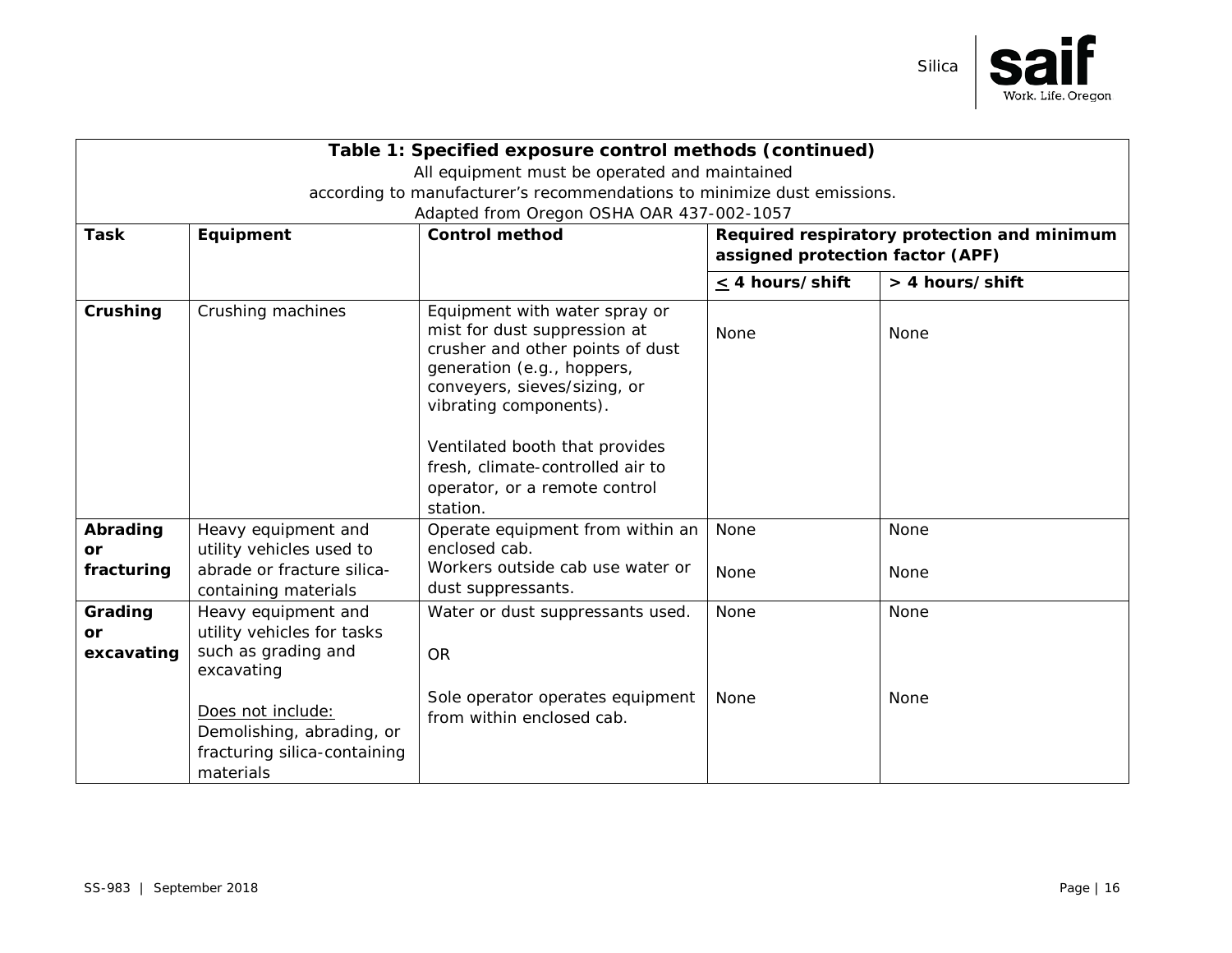| **Table 1: Specified exposure control methods (continued)**<br>All equipment must be operated and maintained according to manufacturer's recommendations to minimize dust emissions.<br>Adapted from Oregon OSHA OAR 437-002-1057 | | | | |
|---|---|---|---|---|
| **Task** | **Equipment** | **Control method** | **Required respiratory protection and minimum assigned protection factor (APF)** | |
| | | | **≤ 4 hours/shift** | **> 4 hours/shift** |
| **Crushing** | Crushing machines | Equipment with water spray or mist for dust suppression at crusher and other points of dust generation (e.g., hoppers, conveyers, sieves/sizing, or vibrating components).<br><br>Ventilated booth that provides fresh, climate-controlled air to operator, or a remote control station. | None | None |
| **Abrading or fracturing** | Heavy equipment and utility vehicles used to abrade or fracture silica-containing materials | Operate equipment from within an enclosed cab. | None | None |
| | | Workers outside cab use water or dust suppressants. | None | None |
| **Grading or excavating** | Heavy equipment and utility vehicles for tasks such as grading and excavating<br><br>Does not include: Demolishing, abrading, or fracturing silica-containing materials | Water or dust suppressants used.<br><br>OR | None | None |
| | | Sole operator operates equipment from within enclosed cab. | None | None |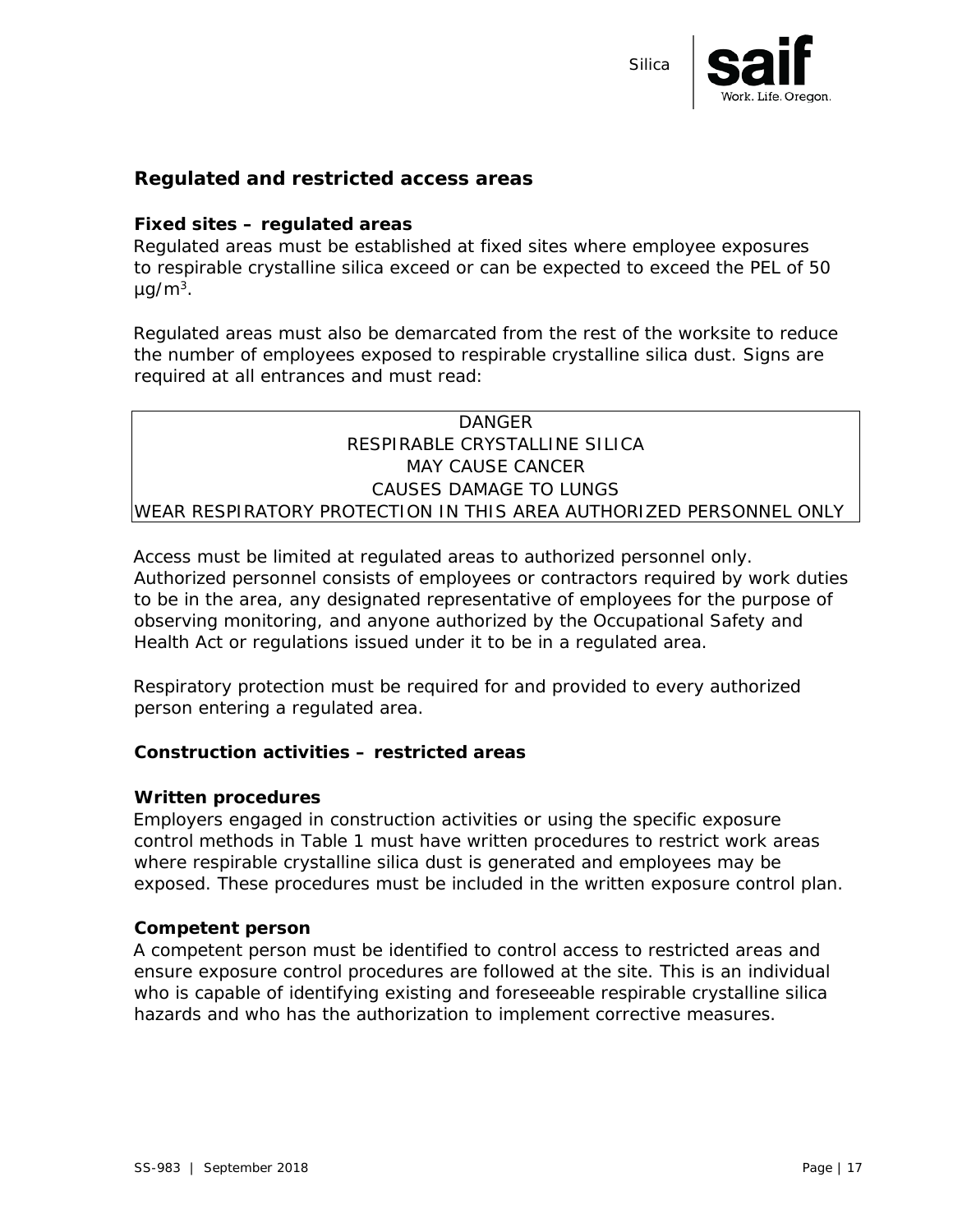## Regulated and restricted access areas

### Fixed sites – regulated areas

Regulated areas must be established at fixed sites where employee exposures to respirable crystalline silica exceed or can be expected to exceed the PEL of 50 $\mu g/m^3$.

Regulated areas must also be demarcated from the rest of the worksite to reduce the number of employees exposed to respirable crystalline silica dust. Signs are required at all entrances and must read:

| DANGER<br>RESPIRABLE CRYSTALLINE SILICA<br>MAY CAUSE CANCER<br>CAUSES DAMAGE TO LUNGS<br>WEAR RESPIRATORY PROTECTION IN THIS AREA AUTHORIZED PERSONNEL ONLY |
|---|

Access must be limited at regulated areas to authorized personnel only. Authorized personnel consists of employees or contractors required by work duties to be in the area, any designated representative of employees for the purpose of observing monitoring, and anyone authorized by the Occupational Safety and Health Act or regulations issued under it to be in a regulated area.

Respiratory protection must be required for and provided to every authorized person entering a regulated area.

### Construction activities – restricted areas

#### Written procedures

Employers engaged in construction activities or using the specific exposure control methods in Table 1 must have written procedures to restrict work areas where respirable crystalline silica dust is generated and employees may be exposed. These procedures must be included in the written exposure control plan.

#### Competent person

A competent person must be identified to control access to restricted areas and ensure exposure control procedures are followed at the site. This is an individual who is capable of identifying existing and foreseeable respirable crystalline silica hazards and who has the authorization to implement corrective measures.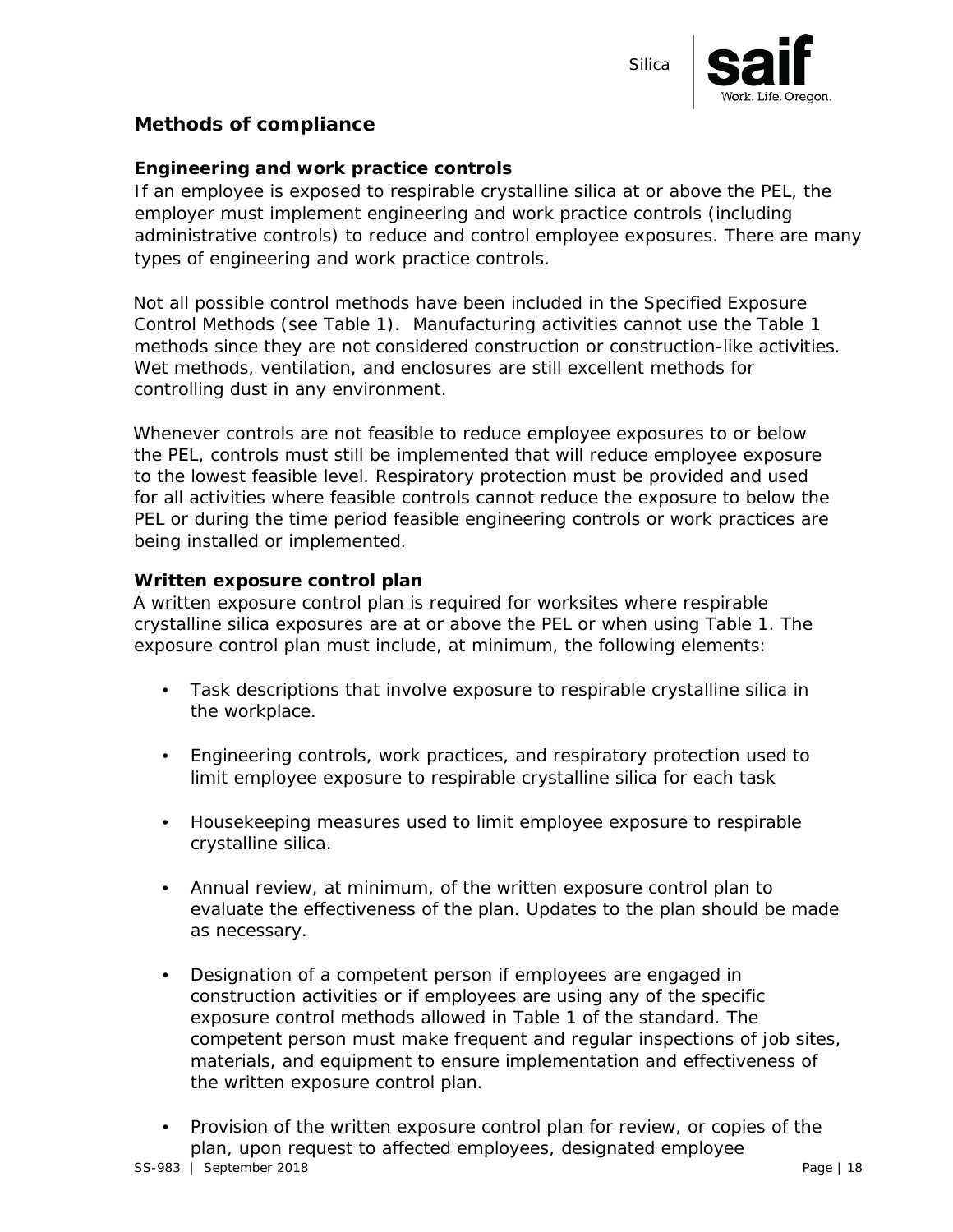## Methods of compliance

### Engineering and work practice controls

If an employee is exposed to respirable crystalline silica at or above the PEL, the employer must implement engineering and work practice controls (including administrative controls) to reduce and control employee exposures. There are many types of engineering and work practice controls.

Not all possible control methods have been included in the Specified Exposure Control Methods (see Table 1). Manufacturing activities cannot use the Table 1 methods since they are not considered construction or construction-like activities. Wet methods, ventilation, and enclosures are still excellent methods for controlling dust in any environment.

Whenever controls are not feasible to reduce employee exposures to or below the PEL, controls must still be implemented that will reduce employee exposure to the lowest feasible level. Respiratory protection must be provided and used for all activities where feasible controls cannot reduce the exposure to below the PEL or during the time period feasible engineering controls or work practices are being installed or implemented.

### Written exposure control plan

A written exposure control plan is required for worksites where respirable crystalline silica exposures are at or above the PEL or when using Table 1. The exposure control plan must include, at minimum, the following elements:

- Task descriptions that involve exposure to respirable crystalline silica in the workplace.
- Engineering controls, work practices, and respiratory protection used to limit employee exposure to respirable crystalline silica for each task
- Housekeeping measures used to limit employee exposure to respirable crystalline silica.
- Annual review, at minimum, of the written exposure control plan to evaluate the effectiveness of the plan. Updates to the plan should be made as necessary.
- Designation of a competent person if employees are engaged in construction activities or if employees are using any of the specific exposure control methods allowed in Table 1 of the standard. The competent person must make frequent and regular inspections of job sites, materials, and equipment to ensure implementation and effectiveness of the written exposure control plan.
- Provision of the written exposure control plan for review, or copies of the plan, upon request to affected employees, designated employee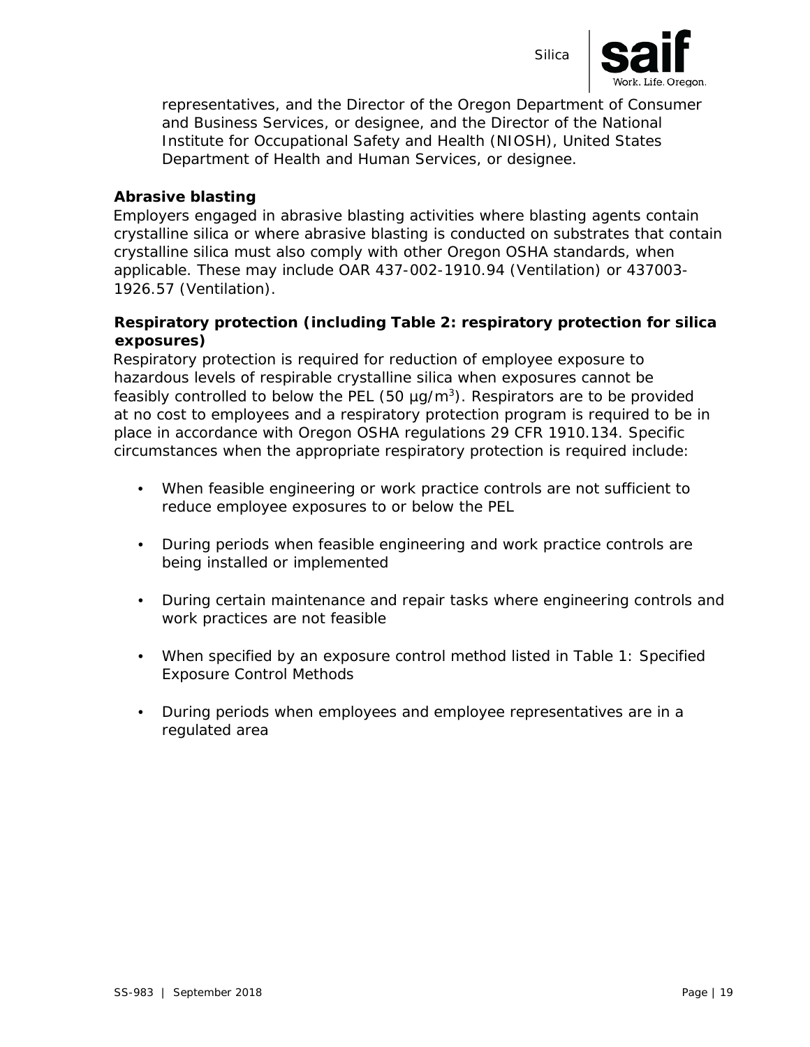representatives, and the Director of the Oregon Department of Consumer and Business Services, or designee, and the Director of the National Institute for Occupational Safety and Health (NIOSH), United States Department of Health and Human Services, or designee.

### Abrasive blasting

Employers engaged in abrasive blasting activities where blasting agents contain crystalline silica or where abrasive blasting is conducted on substrates that contain crystalline silica must also comply with other Oregon OSHA standards, when applicable. These may include OAR 437-002-1910.94 (Ventilation) or 437003-1926.57 (Ventilation).

### Respiratory protection (including Table 2: respiratory protection for silica exposures)

Respiratory protection is required for reduction of employee exposure to hazardous levels of respirable crystalline silica when exposures cannot be feasibly controlled to below the PEL (50 $\mu g/m^3$). Respirators are to be provided at no cost to employees and a respiratory protection program is required to be in place in accordance with Oregon OSHA regulations 29 CFR 1910.134. Specific circumstances when the appropriate respiratory protection is required include:

- When feasible engineering or work practice controls are not sufficient to reduce employee exposures to or below the PEL
- During periods when feasible engineering and work practice controls are being installed or implemented
- During certain maintenance and repair tasks where engineering controls and work practices are not feasible
- When specified by an exposure control method listed in Table 1: Specified Exposure Control Methods
- During periods when employees and employee representatives are in a regulated area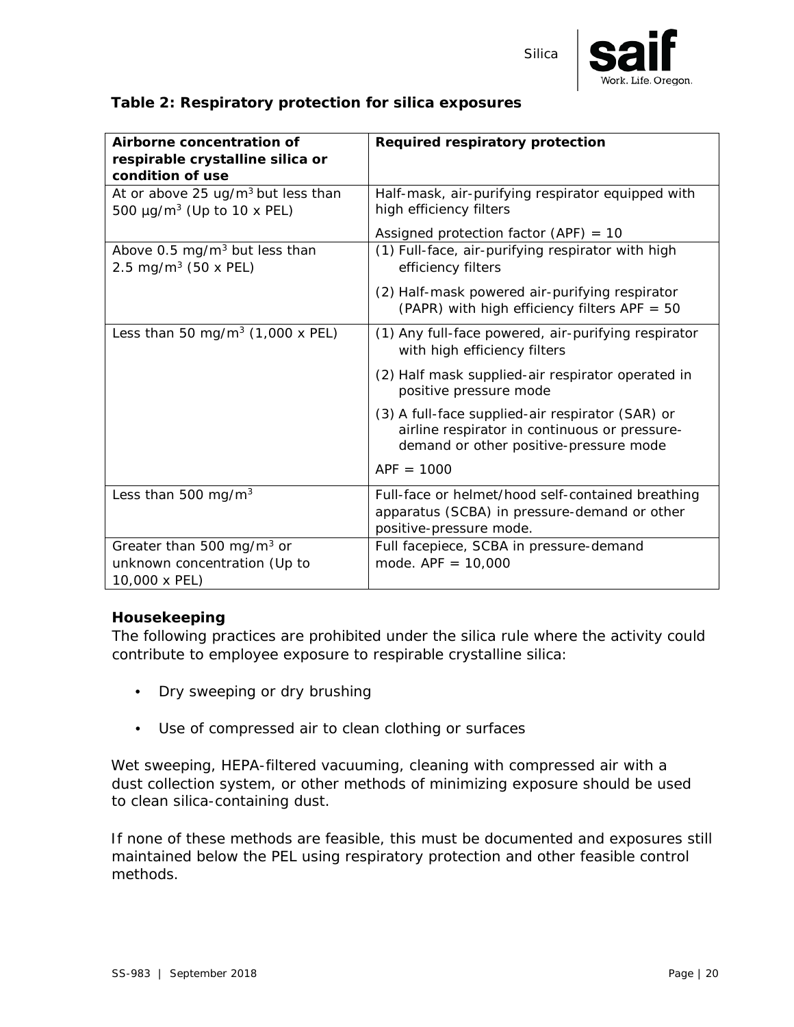**Table 2: Respiratory protection for silica exposures**

| Airborne concentration of respirable crystalline silica or condition of use | Required respiratory protection |
|---|---|
| At or above 25 ug/m$^3$ but less than 500 µg/m$^3$ (Up to 10 x PEL) | Half-mask, air-purifying respirator equipped with high efficiency filters<br><br>Assigned protection factor (APF) = 10 |
| Above 0.5 mg/m$^3$ but less than 2.5 mg/m$^3$ (50 x PEL) | (1) Full-face, air-purifying respirator with high efficiency filters<br><br>(2) Half-mask powered air-purifying respirator (PAPR) with high efficiency filters APF = 50 |
| Less than 50 mg/m$^3$ (1,000 x PEL) | (1) Any full-face powered, air-purifying respirator with high efficiency filters<br><br>(2) Half mask supplied-air respirator operated in positive pressure mode<br><br>(3) A full-face supplied-air respirator (SAR) or airline respirator in continuous or pressure-demand or other positive-pressure mode<br><br>APF = 1000 |
| Less than 500 mg/m$^3$ | Full-face or helmet/hood self-contained breathing apparatus (SCBA) in pressure-demand or other positive-pressure mode. |
| Greater than 500 mg/m$^3$ or unknown concentration (Up to 10,000 x PEL) | Full facepiece, SCBA in pressure-demand mode. APF = 10,000 |

### Housekeeping

The following practices are prohibited under the silica rule where the activity could contribute to employee exposure to respirable crystalline silica:

- Dry sweeping or dry brushing
- Use of compressed air to clean clothing or surfaces

Wet sweeping, HEPA-filtered vacuuming, cleaning with compressed air with a dust collection system, or other methods of minimizing exposure should be used to clean silica-containing dust.

If none of these methods are feasible, this must be documented and exposures still maintained below the PEL using respiratory protection and other feasible control methods.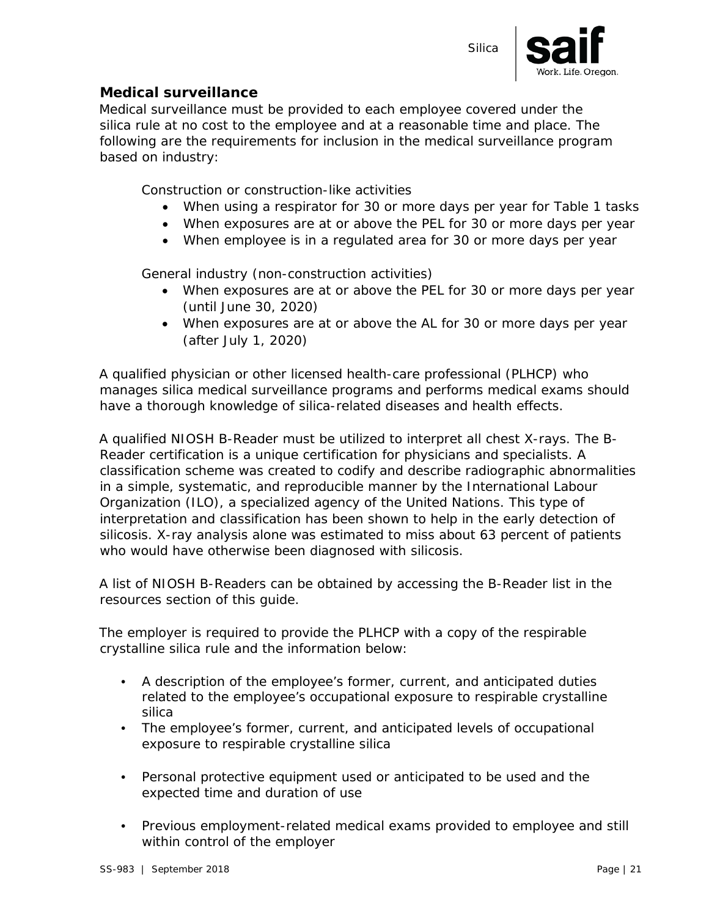## Medical surveillance

Medical surveillance must be provided to each employee covered under the silica rule at no cost to the employee and at a reasonable time and place. The following are the requirements for inclusion in the medical surveillance program based on industry:

Construction or construction-like activities

- When using a respirator for 30 or more days per year for Table 1 tasks
- When exposures are at or above the PEL for 30 or more days per year
- When employee is in a regulated area for 30 or more days per year

General industry (non-construction activities)

- When exposures are at or above the PEL for 30 or more days per year (until June 30, 2020)
- When exposures are at or above the AL for 30 or more days per year (after July 1, 2020)

A qualified physician or other licensed health-care professional (PLHCP) who manages silica medical surveillance programs and performs medical exams should have a thorough knowledge of silica-related diseases and health effects.

A qualified NIOSH B-Reader must be utilized to interpret all chest X-rays. The B-Reader certification is a unique certification for physicians and specialists. A classification scheme was created to codify and describe radiographic abnormalities in a simple, systematic, and reproducible manner by the International Labour Organization (ILO), a specialized agency of the United Nations. This type of interpretation and classification has been shown to help in the early detection of silicosis. X-ray analysis alone was estimated to miss about 63 percent of patients who would have otherwise been diagnosed with silicosis.

A list of NIOSH B-Readers can be obtained by accessing the B-Reader list in the resources section of this guide.

The employer is required to provide the PLHCP with a copy of the respirable crystalline silica rule and the information below:

- A description of the employee's former, current, and anticipated duties related to the employee's occupational exposure to respirable crystalline silica
- The employee's former, current, and anticipated levels of occupational exposure to respirable crystalline silica
- Personal protective equipment used or anticipated to be used and the expected time and duration of use
- Previous employment-related medical exams provided to employee and still within control of the employer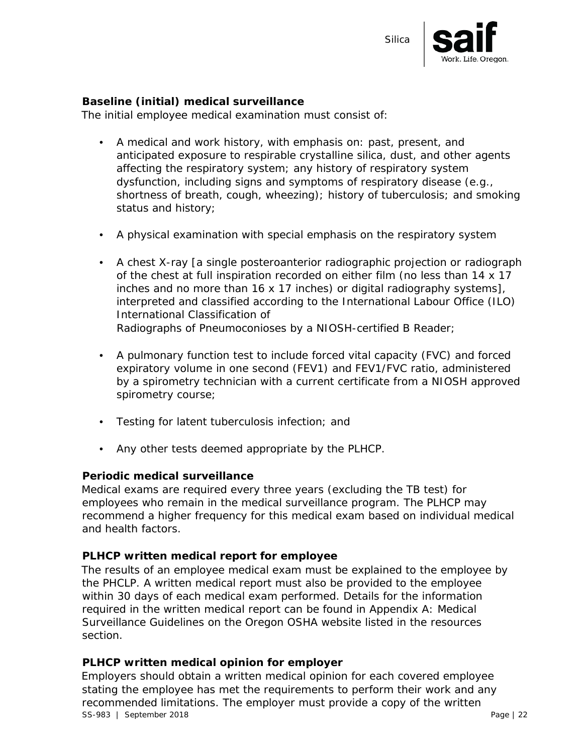### Baseline (initial) medical surveillance

The initial employee medical examination must consist of:

- A medical and work history, with emphasis on: past, present, and anticipated exposure to respirable crystalline silica, dust, and other agents affecting the respiratory system; any history of respiratory system dysfunction, including signs and symptoms of respiratory disease (e.g., shortness of breath, cough, wheezing); history of tuberculosis; and smoking status and history;

- A physical examination with special emphasis on the respiratory system

- A chest X-ray [a single posteroanterior radiographic projection or radiograph of the chest at full inspiration recorded on either film (no less than 14 x 17 inches and no more than 16 x 17 inches) or digital radiography systems], interpreted and classified according to the International Labour Office (ILO) International Classification of Radiographs of Pneumoconioses by a NIOSH-certified B Reader;

- A pulmonary function test to include forced vital capacity (FVC) and forced expiratory volume in one second (FEV1) and FEV1/FVC ratio, administered by a spirometry technician with a current certificate from a NIOSH approved spirometry course;

- Testing for latent tuberculosis infection; and

- Any other tests deemed appropriate by the PLHCP.

### Periodic medical surveillance

Medical exams are required every three years (excluding the TB test) for employees who remain in the medical surveillance program. The PLHCP may recommend a higher frequency for this medical exam based on individual medical and health factors.

### PLHCP written medical report for employee

The results of an employee medical exam must be explained to the employee by the PHCLP. A written medical report must also be provided to the employee within 30 days of each medical exam performed. Details for the information required in the written medical report can be found in Appendix A: Medical Surveillance Guidelines on the Oregon OSHA website listed in the resources section.

### PLHCP written medical opinion for employer

Employers should obtain a written medical opinion for each covered employee stating the employee has met the requirements to perform their work and any recommended limitations. The employer must provide a copy of the written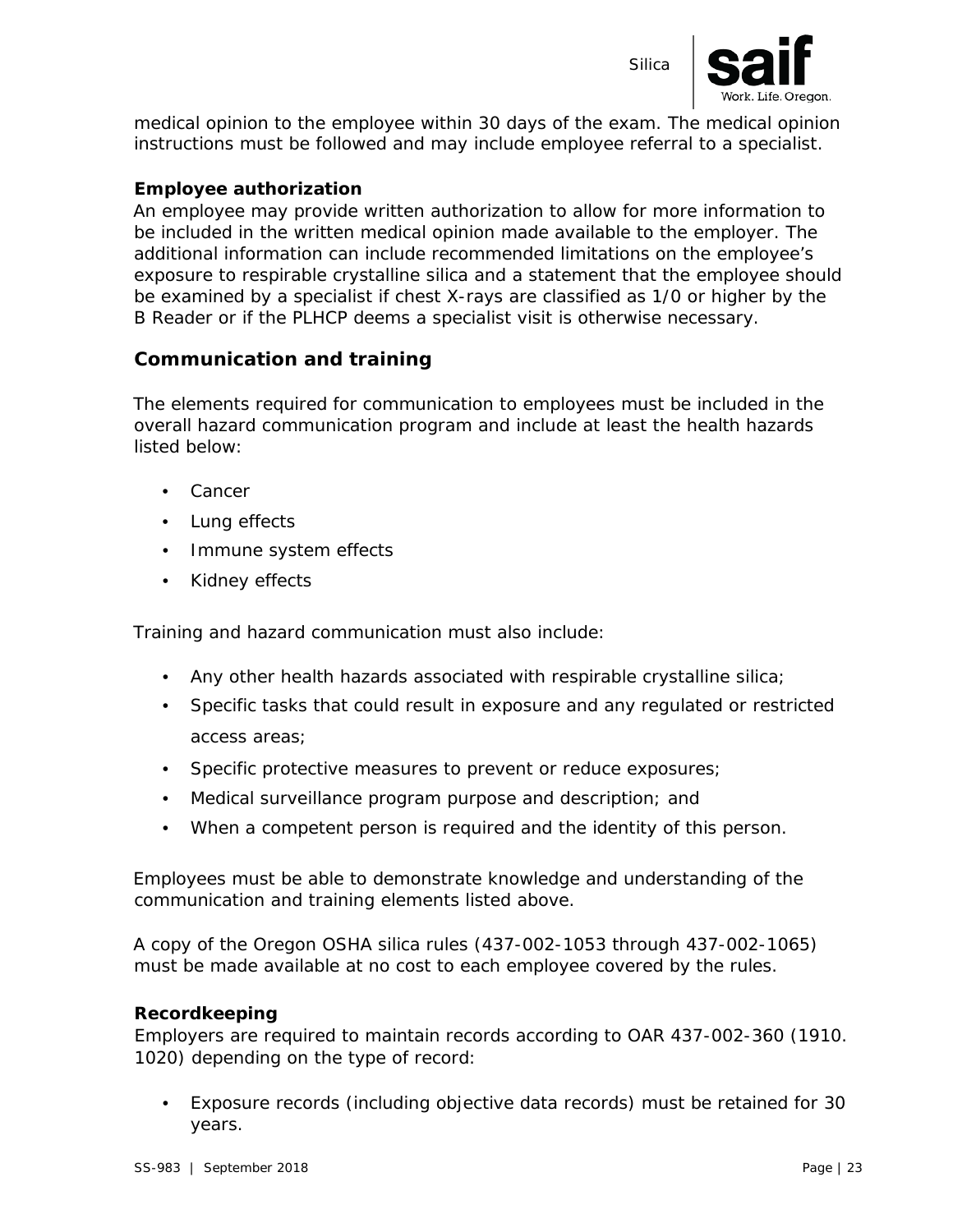medical opinion to the employee within 30 days of the exam. The medical opinion instructions must be followed and may include employee referral to a specialist.

**Employee authorization**

An employee may provide written authorization to allow for more information to be included in the written medical opinion made available to the employer. The additional information can include recommended limitations on the employee's exposure to respirable crystalline silica and a statement that the employee should be examined by a specialist if chest X-rays are classified as 1/0 or higher by the B Reader or if the PLHCP deems a specialist visit is otherwise necessary.

## Communication and training

The elements required for communication to employees must be included in the overall hazard communication program and include at least the health hazards listed below:

- Cancer
- Lung effects
- Immune system effects
- Kidney effects

Training and hazard communication must also include:

- Any other health hazards associated with respirable crystalline silica;
- Specific tasks that could result in exposure and any regulated or restricted access areas;
- Specific protective measures to prevent or reduce exposures;
- Medical surveillance program purpose and description; and
- When a competent person is required and the identity of this person.

Employees must be able to demonstrate knowledge and understanding of the communication and training elements listed above.

A copy of the Oregon OSHA silica rules (437-002-1053 through 437-002-1065) must be made available at no cost to each employee covered by the rules.

**Recordkeeping**

Employers are required to maintain records according to OAR 437-002-360 (1910. 1020) depending on the type of record:

- Exposure records (including objective data records) must be retained for 30 years.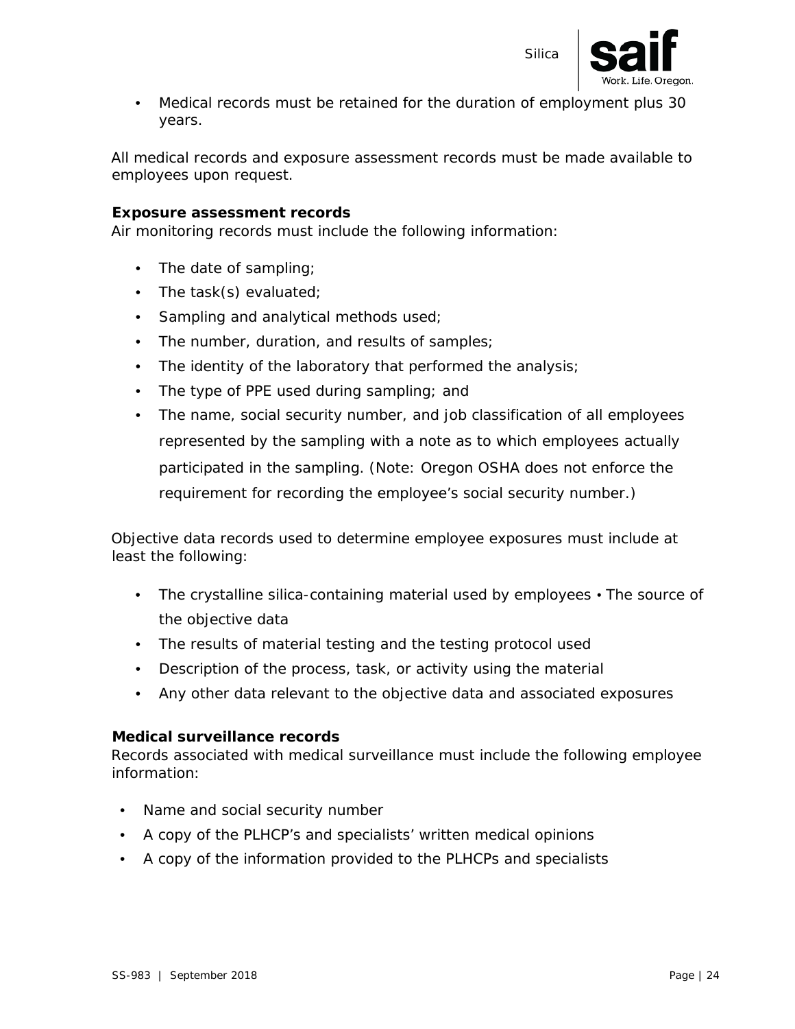- Medical records must be retained for the duration of employment plus 30 years.

All medical records and exposure assessment records must be made available to employees upon request.

**Exposure assessment records**
Air monitoring records must include the following information:

- The date of sampling;
- The task(s) evaluated;
- Sampling and analytical methods used;
- The number, duration, and results of samples;
- The identity of the laboratory that performed the analysis;
- The type of PPE used during sampling; and
- The name, social security number, and job classification of all employees represented by the sampling with a note as to which employees actually participated in the sampling. (Note: Oregon OSHA does not enforce the requirement for recording the employee's social security number.)

Objective data records used to determine employee exposures must include at least the following:

- The crystalline silica-containing material used by employees • The source of the objective data
- The results of material testing and the testing protocol used
- Description of the process, task, or activity using the material
- Any other data relevant to the objective data and associated exposures

**Medical surveillance records**
Records associated with medical surveillance must include the following employee information:

- Name and social security number
- A copy of the PLHCP's and specialists' written medical opinions
- A copy of the information provided to the PLHCPs and specialists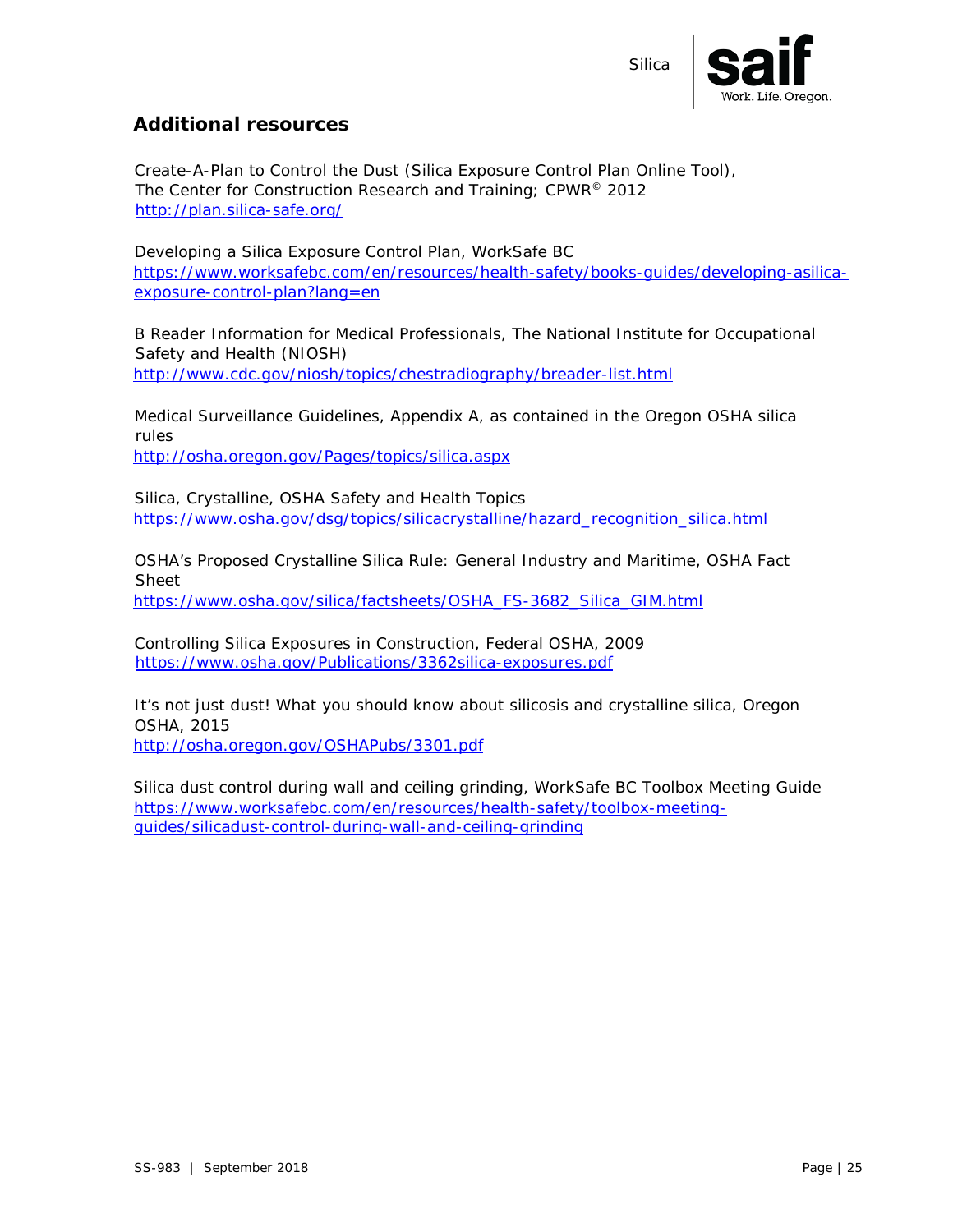## Additional resources

Create-A-Plan to Control the Dust (Silica Exposure Control Plan Online Tool), The Center for Construction Research and Training; CPWR© 2012
http://plan.silica-safe.org/

Developing a Silica Exposure Control Plan, WorkSafe BC
https://www.worksafebc.com/en/resources/health-safety/books-guides/developing-asilica-exposure-control-plan?lang=en

B Reader Information for Medical Professionals, The National Institute for Occupational Safety and Health (NIOSH)
http://www.cdc.gov/niosh/topics/chestradiography/breader-list.html

Medical Surveillance Guidelines, Appendix A, as contained in the Oregon OSHA silica rules
http://osha.oregon.gov/Pages/topics/silica.aspx

Silica, Crystalline, OSHA Safety and Health Topics
https://www.osha.gov/dsg/topics/silicacrystalline/hazard_recognition_silica.html

OSHA's Proposed Crystalline Silica Rule: General Industry and Maritime, OSHA Fact Sheet
https://www.osha.gov/silica/factsheets/OSHA_FS-3682_Silica_GIM.html

Controlling Silica Exposures in Construction, Federal OSHA, 2009
https://www.osha.gov/Publications/3362silica-exposures.pdf

It's not just dust! What you should know about silicosis and crystalline silica, Oregon OSHA, 2015
http://osha.oregon.gov/OSHAPubs/3301.pdf

Silica dust control during wall and ceiling grinding, WorkSafe BC Toolbox Meeting Guide
https://www.worksafebc.com/en/resources/health-safety/toolbox-meeting-guides/silicadust-control-during-wall-and-ceiling-grinding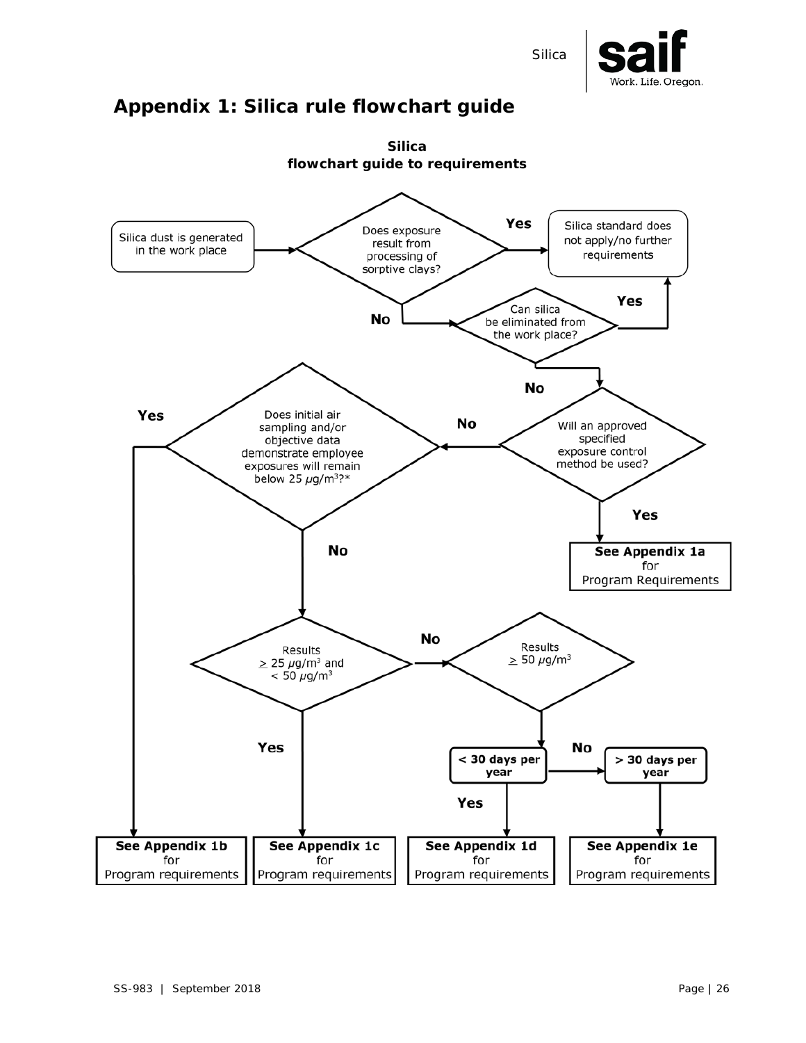# Appendix 1: Silica rule flowchart guide

**Silica**
**flowchart guide to requirements**

Silica dust is generated in the work place

Does exposure result from processing of sorptive clays?

**Yes** → Silica standard does not apply/no further requirements

**No** → Can silica be eliminated from the work place?

**Yes** → Silica standard does not apply/no further requirements

**No** → Will an approved specified exposure control method be used?

**Yes** → **See Appendix 1a** for Program Requirements

**No** → Does initial air sampling and/or objective data demonstrate employee exposures will remain below 25 $\mu g/m^3$?*

**Yes** → **See Appendix 1b** for Program requirements

**No** → Results $\geq$ 25 $\mu g/m^3$ and < 50 $\mu g/m^3$

**Yes** → **See Appendix 1c** for Program requirements

**No** → Results $\geq$ 50 $\mu g/m^3$

**< 30 days per year**

**Yes** → **See Appendix 1d** for Program requirements

**No** → **> 30 days per year** → **See Appendix 1e** for Program requirements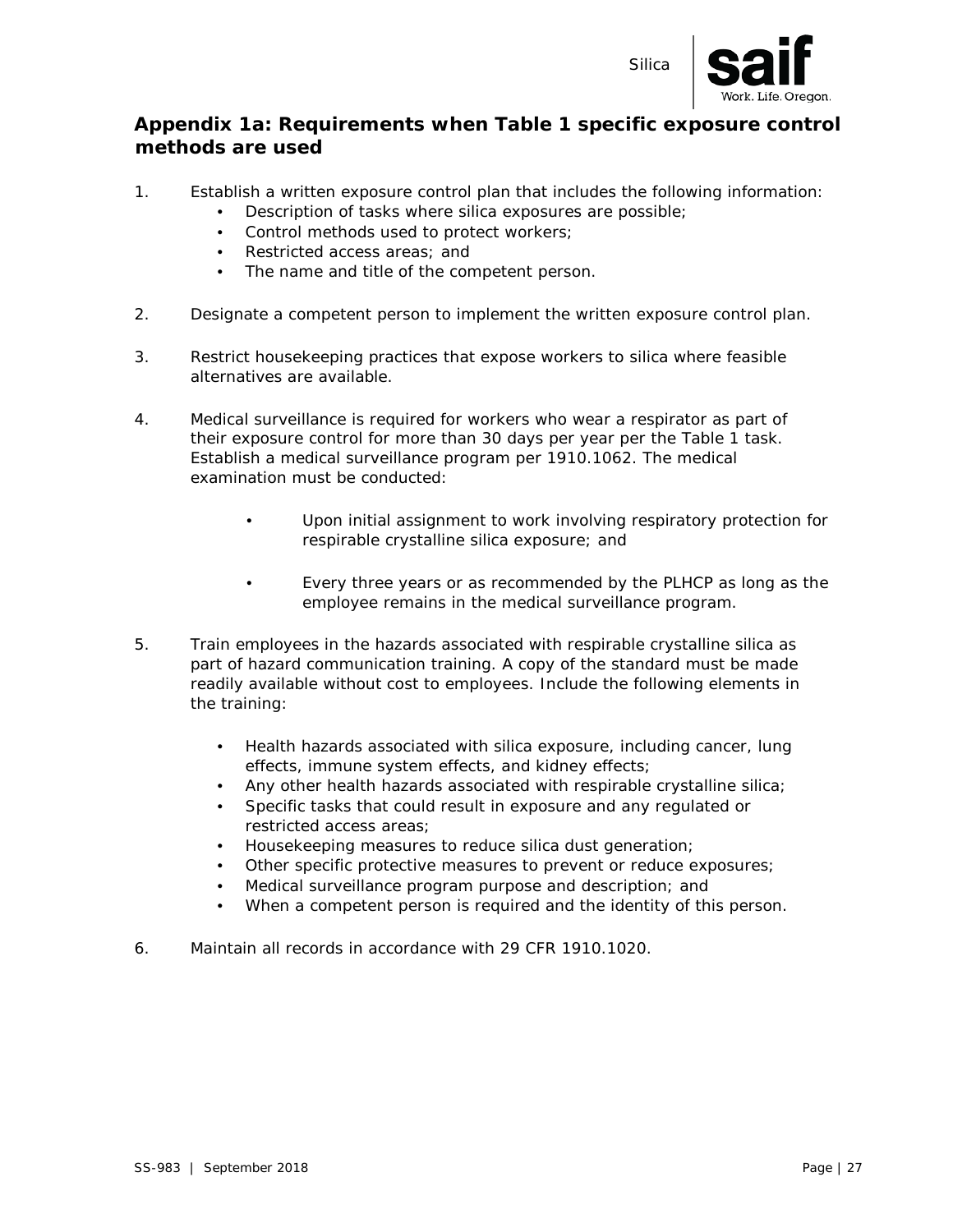## Appendix 1a: Requirements when Table 1 specific exposure control methods are used

1. Establish a written exposure control plan that includes the following information:
   - Description of tasks where silica exposures are possible;
   - Control methods used to protect workers;
   - Restricted access areas; and
   - The name and title of the competent person.

2. Designate a competent person to implement the written exposure control plan.

3. Restrict housekeeping practices that expose workers to silica where feasible alternatives are available.

4. Medical surveillance is required for workers who wear a respirator as part of their exposure control for more than 30 days per year per the Table 1 task. Establish a medical surveillance program per 1910.1062. The medical examination must be conducted:

   - Upon initial assignment to work involving respiratory protection for respirable crystalline silica exposure; and

   - Every three years or as recommended by the PLHCP as long as the employee remains in the medical surveillance program.

5. Train employees in the hazards associated with respirable crystalline silica as part of hazard communication training. A copy of the standard must be made readily available without cost to employees. Include the following elements in the training:

   - Health hazards associated with silica exposure, including cancer, lung effects, immune system effects, and kidney effects;
   - Any other health hazards associated with respirable crystalline silica;
   - Specific tasks that could result in exposure and any regulated or restricted access areas;
   - Housekeeping measures to reduce silica dust generation;
   - Other specific protective measures to prevent or reduce exposures;
   - Medical surveillance program purpose and description; and
   - When a competent person is required and the identity of this person.

6. Maintain all records in accordance with 29 CFR 1910.1020.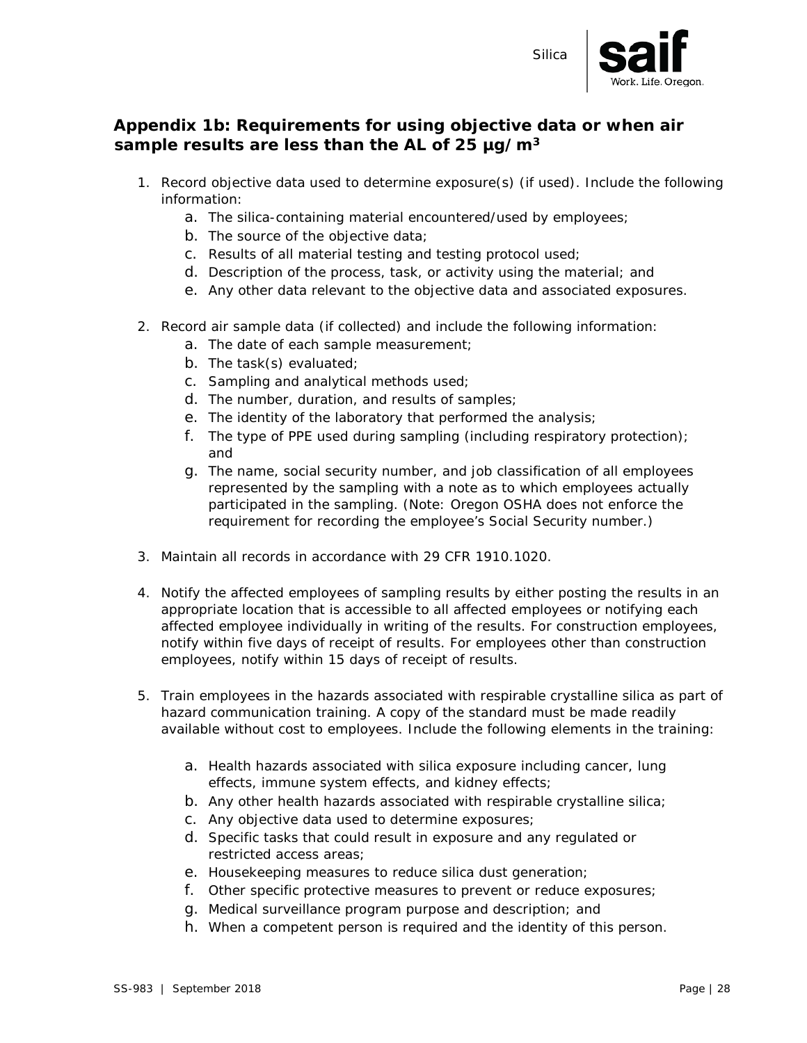## Appendix 1b: Requirements for using objective data or when air sample results are less than the AL of 25 µg/m³

1. Record objective data used to determine exposure(s) (if used). Include the following information:
   a. The silica-containing material encountered/used by employees;
   b. The source of the objective data;
   c. Results of all material testing and testing protocol used;
   d. Description of the process, task, or activity using the material; and
   e. Any other data relevant to the objective data and associated exposures.

2. Record air sample data (if collected) and include the following information:
   a. The date of each sample measurement;
   b. The task(s) evaluated;
   c. Sampling and analytical methods used;
   d. The number, duration, and results of samples;
   e. The identity of the laboratory that performed the analysis;
   f. The type of PPE used during sampling (including respiratory protection); and
   g. The name, social security number, and job classification of all employees represented by the sampling with a note as to which employees actually participated in the sampling. (Note: Oregon OSHA does not enforce the requirement for recording the employee's Social Security number.)

3. Maintain all records in accordance with 29 CFR 1910.1020.

4. Notify the affected employees of sampling results by either posting the results in an appropriate location that is accessible to all affected employees or notifying each affected employee individually in writing of the results. For construction employees, notify within five days of receipt of results. For employees other than construction employees, notify within 15 days of receipt of results.

5. Train employees in the hazards associated with respirable crystalline silica as part of hazard communication training. A copy of the standard must be made readily available without cost to employees. Include the following elements in the training:

   a. Health hazards associated with silica exposure including cancer, lung effects, immune system effects, and kidney effects;
   b. Any other health hazards associated with respirable crystalline silica;
   c. Any objective data used to determine exposures;
   d. Specific tasks that could result in exposure and any regulated or restricted access areas;
   e. Housekeeping measures to reduce silica dust generation;
   f. Other specific protective measures to prevent or reduce exposures;
   g. Medical surveillance program purpose and description; and
   h. When a competent person is required and the identity of this person.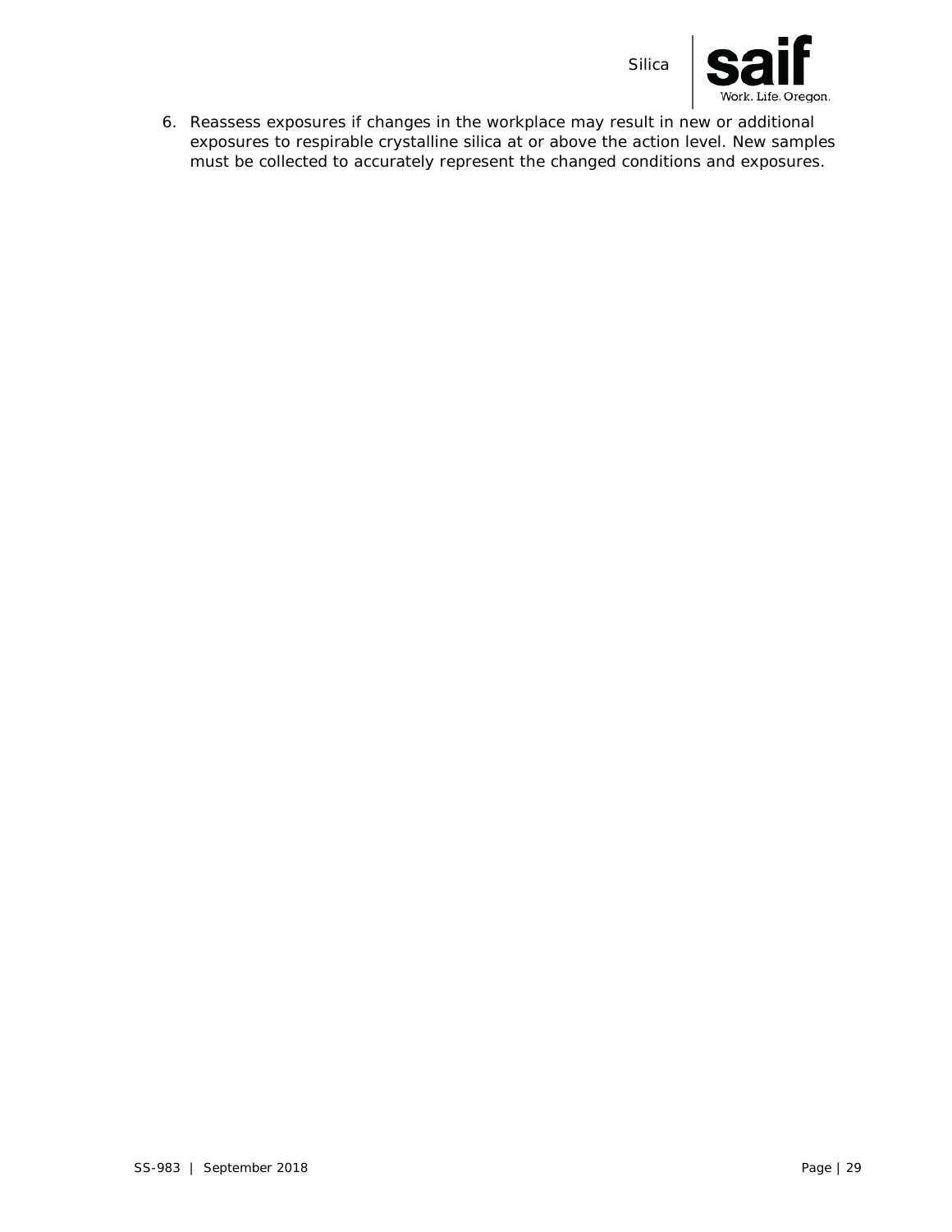6. Reassess exposures if changes in the workplace may result in new or additional exposures to respirable crystalline silica at or above the action level. New samples must be collected to accurately represent the changed conditions and exposures.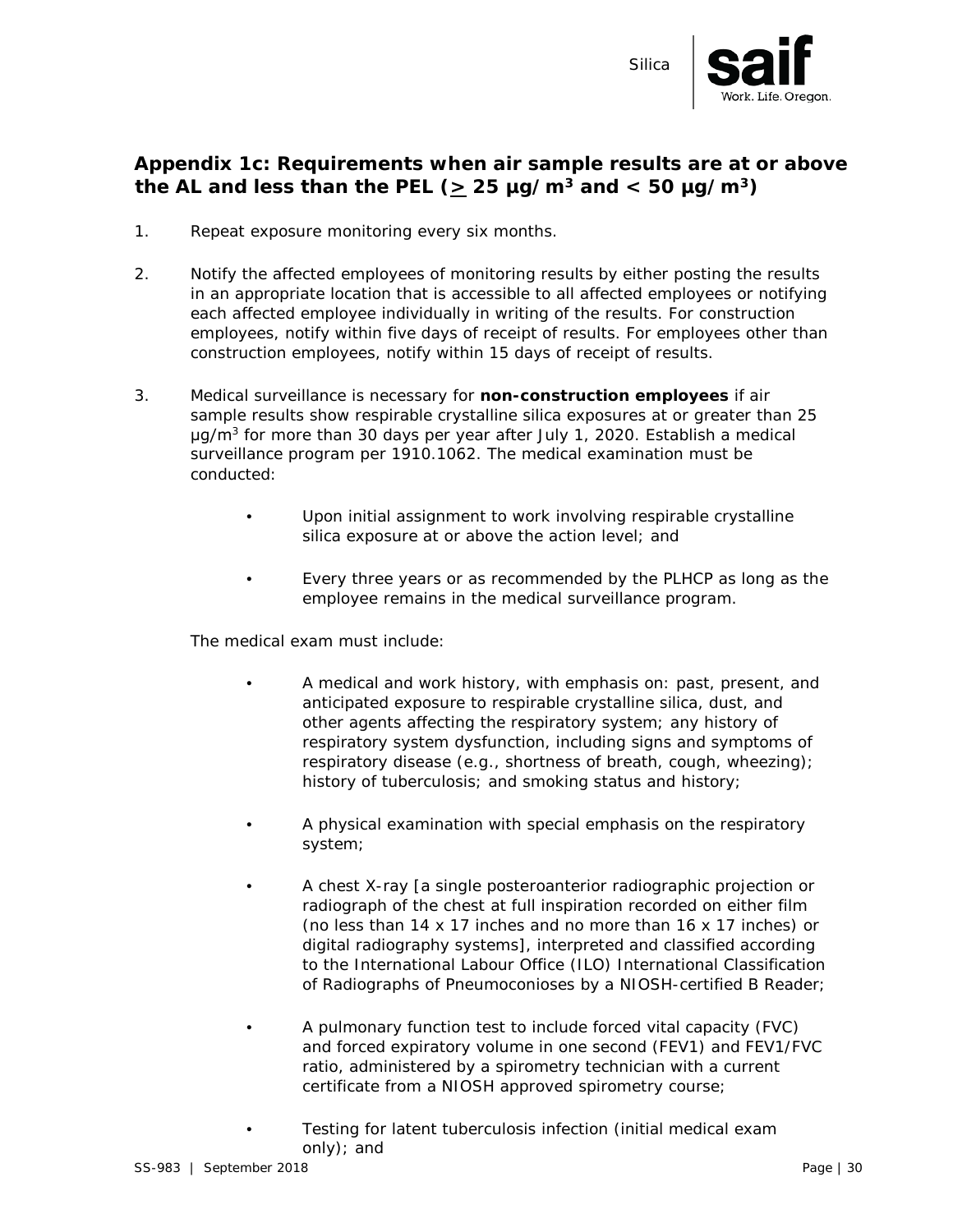## Appendix 1c: Requirements when air sample results are at or above the AL and less than the PEL (≥ 25 µg/m³ and < 50 µg/m³)

1. Repeat exposure monitoring every six months.

2. Notify the affected employees of monitoring results by either posting the results in an appropriate location that is accessible to all affected employees or notifying each affected employee individually in writing of the results. For construction employees, notify within five days of receipt of results. For employees other than construction employees, notify within 15 days of receipt of results.

3. Medical surveillance is necessary for **non-construction employees** if air sample results show respirable crystalline silica exposures at or greater than 25 µg/m³ for more than 30 days per year after July 1, 2020. Establish a medical surveillance program per 1910.1062. The medical examination must be conducted:

   - Upon initial assignment to work involving respirable crystalline silica exposure at or above the action level; and
   - Every three years or as recommended by the PLHCP as long as the employee remains in the medical surveillance program.

   The medical exam must include:

   - A medical and work history, with emphasis on: past, present, and anticipated exposure to respirable crystalline silica, dust, and other agents affecting the respiratory system; any history of respiratory system dysfunction, including signs and symptoms of respiratory disease (e.g., shortness of breath, cough, wheezing); history of tuberculosis; and smoking status and history;
   - A physical examination with special emphasis on the respiratory system;
   - A chest X-ray [a single posteroanterior radiographic projection or radiograph of the chest at full inspiration recorded on either film (no less than 14 x 17 inches and no more than 16 x 17 inches) or digital radiography systems], interpreted and classified according to the International Labour Office (ILO) International Classification of Radiographs of Pneumoconioses by a NIOSH-certified B Reader;
   - A pulmonary function test to include forced vital capacity (FVC) and forced expiratory volume in one second (FEV1) and FEV1/FVC ratio, administered by a spirometry technician with a current certificate from a NIOSH approved spirometry course;
   - Testing for latent tuberculosis infection (initial medical exam only); and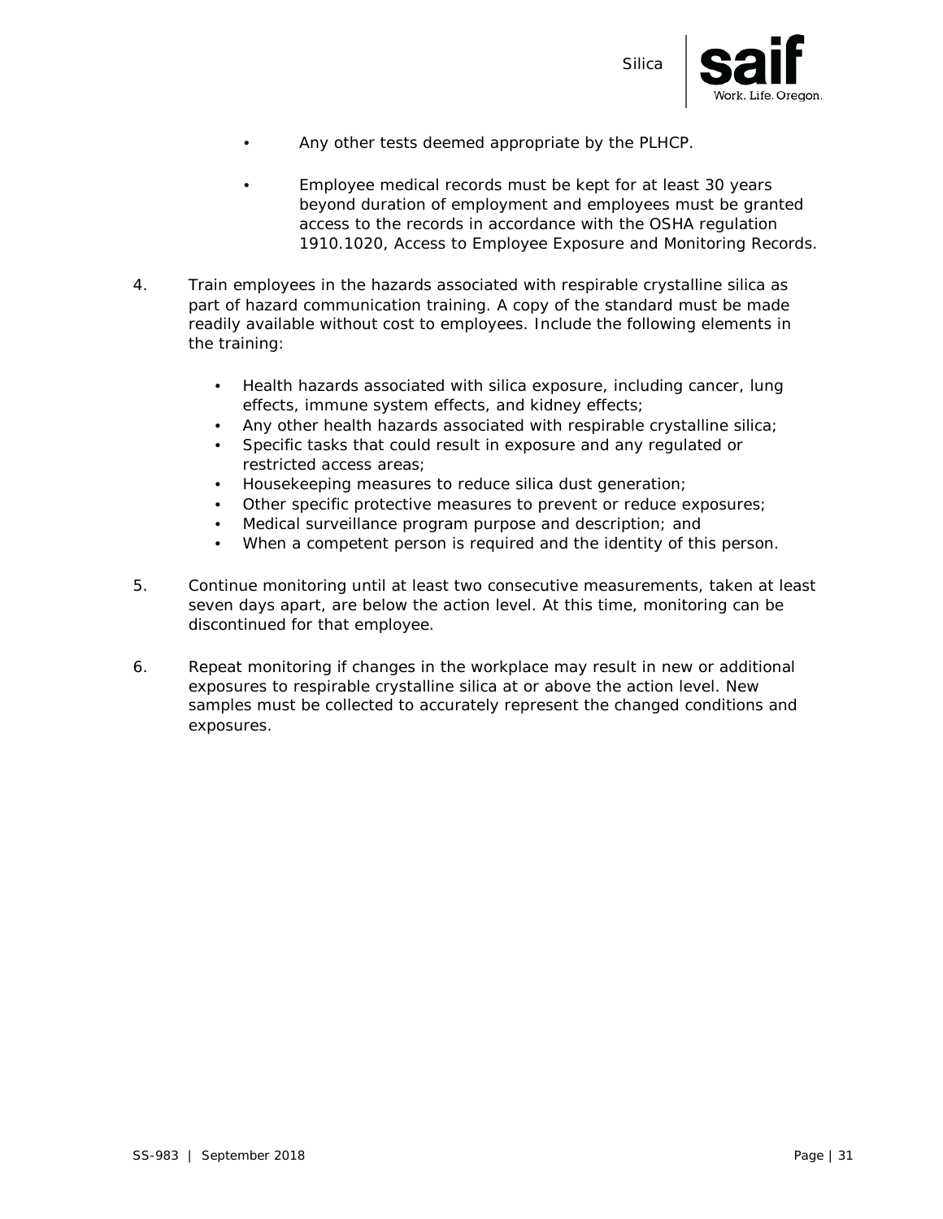- Any other tests deemed appropriate by the PLHCP.

- Employee medical records must be kept for at least 30 years beyond duration of employment and employees must be granted access to the records in accordance with the OSHA regulation 1910.1020, Access to Employee Exposure and Monitoring Records.

4. Train employees in the hazards associated with respirable crystalline silica as part of hazard communication training. A copy of the standard must be made readily available without cost to employees. Include the following elements in the training:

   - Health hazards associated with silica exposure, including cancer, lung effects, immune system effects, and kidney effects;
   - Any other health hazards associated with respirable crystalline silica;
   - Specific tasks that could result in exposure and any regulated or restricted access areas;
   - Housekeeping measures to reduce silica dust generation;
   - Other specific protective measures to prevent or reduce exposures;
   - Medical surveillance program purpose and description; and
   - When a competent person is required and the identity of this person.

5. Continue monitoring until at least two consecutive measurements, taken at least seven days apart, are below the action level. At this time, monitoring can be discontinued for that employee.

6. Repeat monitoring if changes in the workplace may result in new or additional exposures to respirable crystalline silica at or above the action level. New samples must be collected to accurately represent the changed conditions and exposures.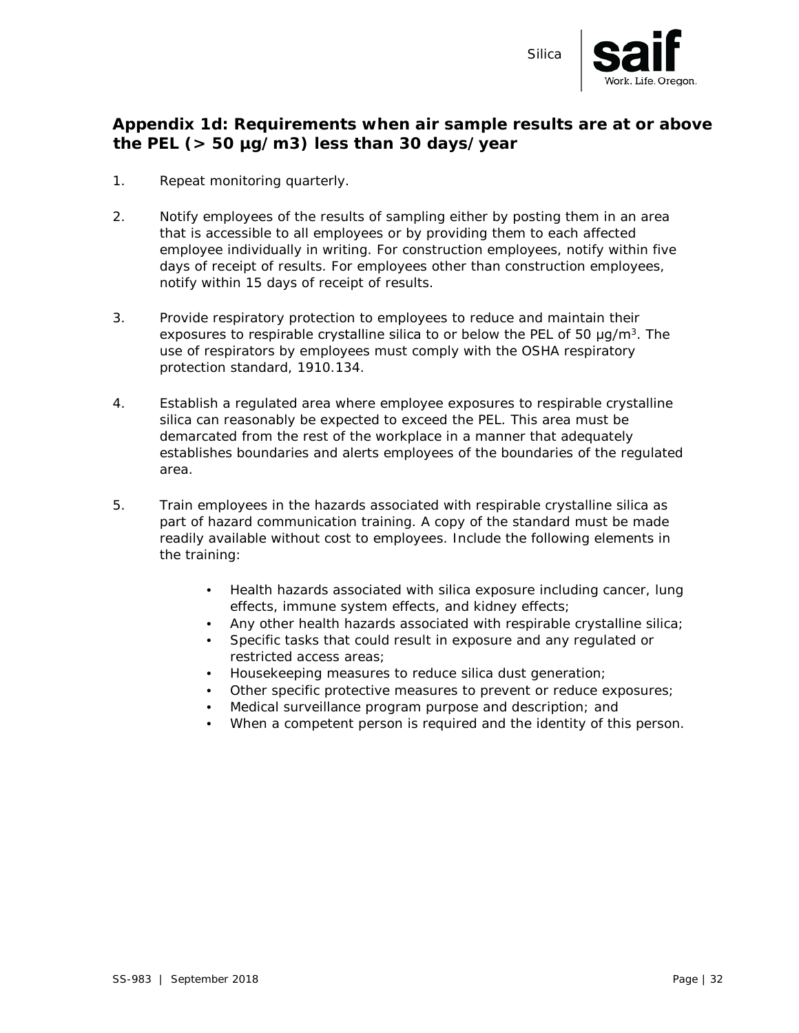## Appendix 1d: Requirements when air sample results are at or above the PEL (> 50 µg/m3) less than 30 days/year

1. Repeat monitoring quarterly.

2. Notify employees of the results of sampling either by posting them in an area that is accessible to all employees or by providing them to each affected employee individually in writing. For construction employees, notify within five days of receipt of results. For employees other than construction employees, notify within 15 days of receipt of results.

3. Provide respiratory protection to employees to reduce and maintain their exposures to respirable crystalline silica to or below the PEL of 50 µg/m$^3$. The use of respirators by employees must comply with the OSHA respiratory protection standard, 1910.134.

4. Establish a regulated area where employee exposures to respirable crystalline silica can reasonably be expected to exceed the PEL. This area must be demarcated from the rest of the workplace in a manner that adequately establishes boundaries and alerts employees of the boundaries of the regulated area.

5. Train employees in the hazards associated with respirable crystalline silica as part of hazard communication training. A copy of the standard must be made readily available without cost to employees. Include the following elements in the training:

    - Health hazards associated with silica exposure including cancer, lung effects, immune system effects, and kidney effects;
    - Any other health hazards associated with respirable crystalline silica;
    - Specific tasks that could result in exposure and any regulated or restricted access areas;
    - Housekeeping measures to reduce silica dust generation;
    - Other specific protective measures to prevent or reduce exposures;
    - Medical surveillance program purpose and description; and
    - When a competent person is required and the identity of this person.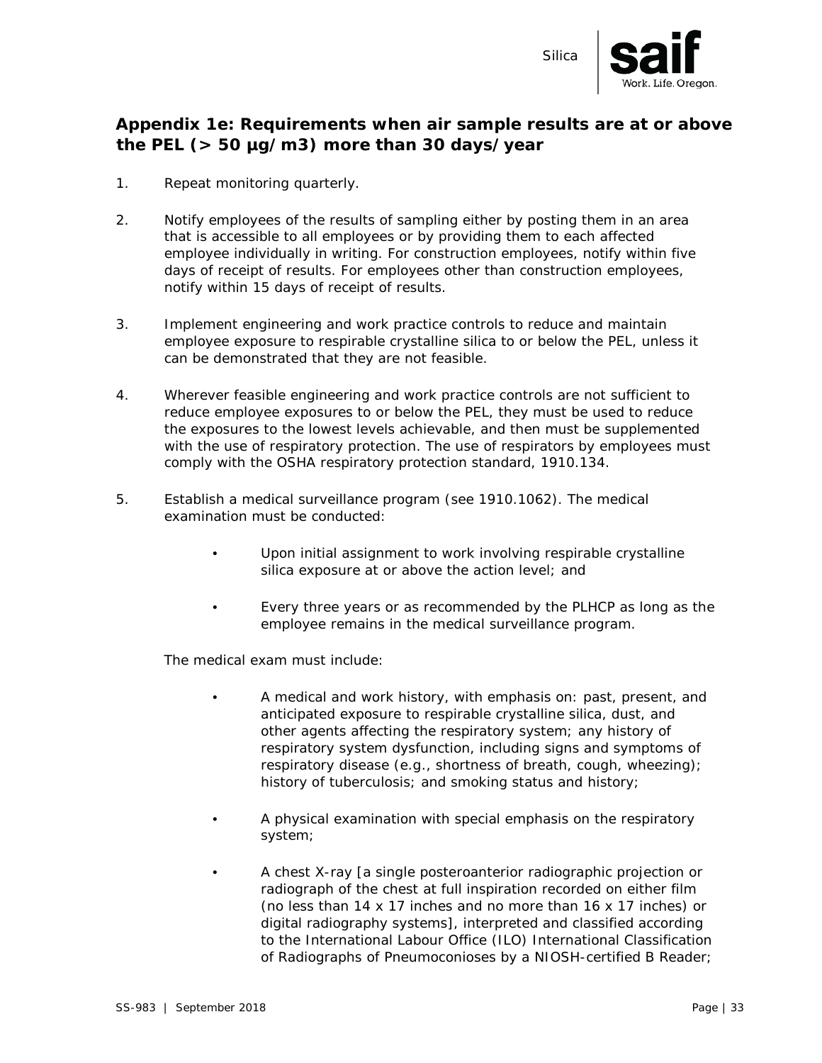## Appendix 1e: Requirements when air sample results are at or above the PEL (> 50 µg/m3) more than 30 days/year

1. Repeat monitoring quarterly.

2. Notify employees of the results of sampling either by posting them in an area that is accessible to all employees or by providing them to each affected employee individually in writing. For construction employees, notify within five days of receipt of results. For employees other than construction employees, notify within 15 days of receipt of results.

3. Implement engineering and work practice controls to reduce and maintain employee exposure to respirable crystalline silica to or below the PEL, unless it can be demonstrated that they are not feasible.

4. Wherever feasible engineering and work practice controls are not sufficient to reduce employee exposures to or below the PEL, they must be used to reduce the exposures to the lowest levels achievable, and then must be supplemented with the use of respiratory protection. The use of respirators by employees must comply with the OSHA respiratory protection standard, 1910.134.

5. Establish a medical surveillance program (see 1910.1062). The medical examination must be conducted:

   - Upon initial assignment to work involving respirable crystalline silica exposure at or above the action level; and
   - Every three years or as recommended by the PLHCP as long as the employee remains in the medical surveillance program.

   The medical exam must include:

   - A medical and work history, with emphasis on: past, present, and anticipated exposure to respirable crystalline silica, dust, and other agents affecting the respiratory system; any history of respiratory system dysfunction, including signs and symptoms of respiratory disease (e.g., shortness of breath, cough, wheezing); history of tuberculosis; and smoking status and history;
   - A physical examination with special emphasis on the respiratory system;
   - A chest X-ray [a single posteroanterior radiographic projection or radiograph of the chest at full inspiration recorded on either film (no less than 14 x 17 inches and no more than 16 x 17 inches) or digital radiography systems], interpreted and classified according to the International Labour Office (ILO) International Classification of Radiographs of Pneumoconioses by a NIOSH-certified B Reader;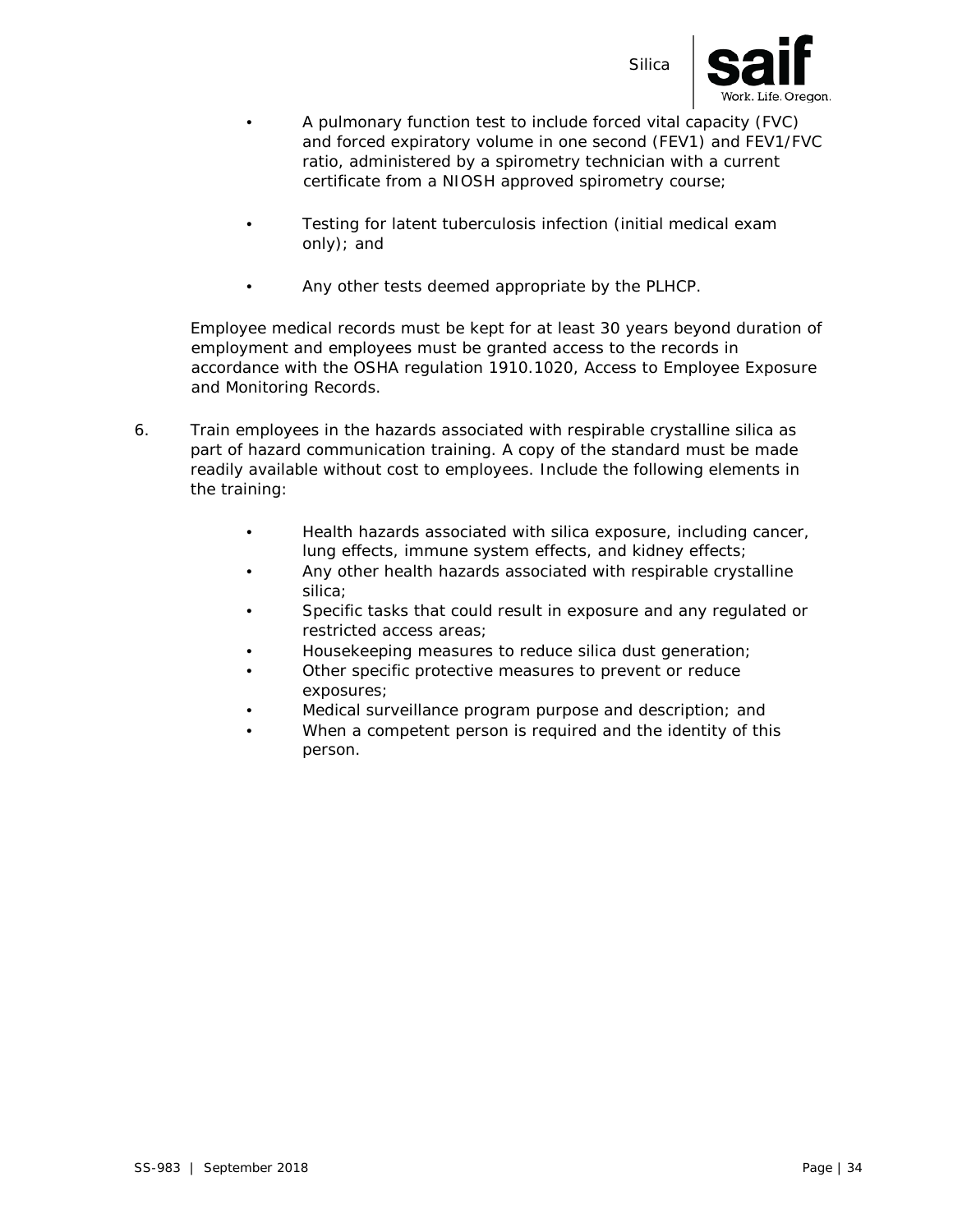- A pulmonary function test to include forced vital capacity (FVC) and forced expiratory volume in one second (FEV1) and FEV1/FVC ratio, administered by a spirometry technician with a current certificate from a NIOSH approved spirometry course;

- Testing for latent tuberculosis infection (initial medical exam only); and

- Any other tests deemed appropriate by the PLHCP.

Employee medical records must be kept for at least 30 years beyond duration of employment and employees must be granted access to the records in accordance with the OSHA regulation 1910.1020, Access to Employee Exposure and Monitoring Records.

6. Train employees in the hazards associated with respirable crystalline silica as part of hazard communication training. A copy of the standard must be made readily available without cost to employees. Include the following elements in the training:

   - Health hazards associated with silica exposure, including cancer, lung effects, immune system effects, and kidney effects;
   - Any other health hazards associated with respirable crystalline silica;
   - Specific tasks that could result in exposure and any regulated or restricted access areas;
   - Housekeeping measures to reduce silica dust generation;
   - Other specific protective measures to prevent or reduce exposures;
   - Medical surveillance program purpose and description; and
   - When a competent person is required and the identity of this person.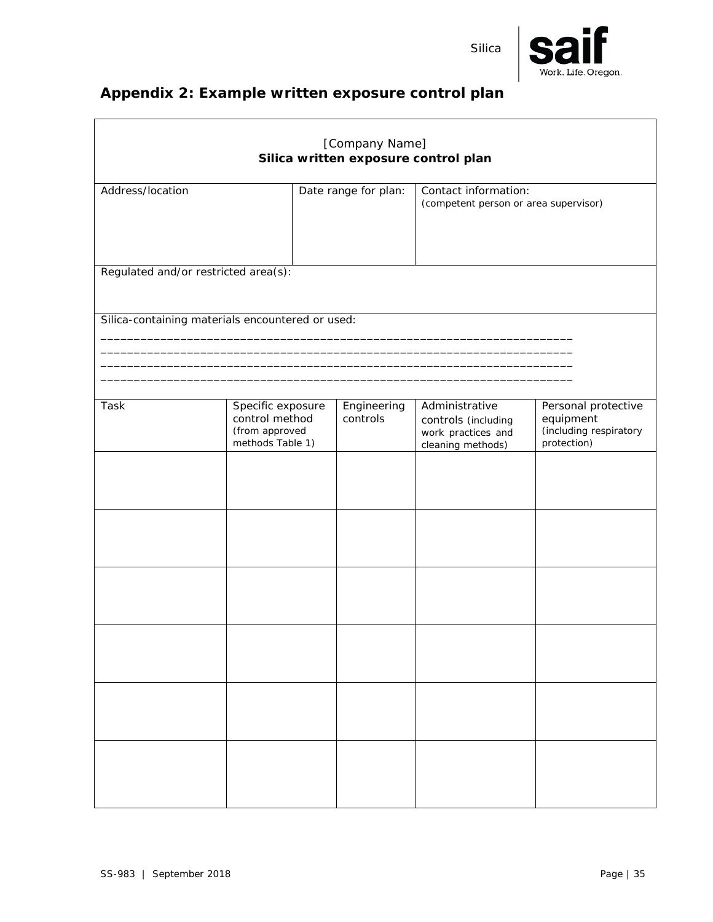## Appendix 2: Example written exposure control plan

[Company Name]
**Silica written exposure control plan**

| Address/location | Date range for plan: | Contact information: (competent person or area supervisor) |
|---|---|---|
| | | |

Regulated and/or restricted area(s):

Silica-containing materials encountered or used:

\_\_\_\_\_\_\_\_\_\_\_\_\_\_\_\_\_\_\_\_\_\_\_\_\_\_\_\_\_\_\_\_\_\_\_\_\_\_\_\_\_\_\_\_\_\_\_\_\_\_\_\_\_\_\_\_\_\_\_\_\_\_\_\_\_\_\_\_

\_\_\_\_\_\_\_\_\_\_\_\_\_\_\_\_\_\_\_\_\_\_\_\_\_\_\_\_\_\_\_\_\_\_\_\_\_\_\_\_\_\_\_\_\_\_\_\_\_\_\_\_\_\_\_\_\_\_\_\_\_\_\_\_\_\_\_\_

\_\_\_\_\_\_\_\_\_\_\_\_\_\_\_\_\_\_\_\_\_\_\_\_\_\_\_\_\_\_\_\_\_\_\_\_\_\_\_\_\_\_\_\_\_\_\_\_\_\_\_\_\_\_\_\_\_\_\_\_\_\_\_\_\_\_\_\_

\_\_\_\_\_\_\_\_\_\_\_\_\_\_\_\_\_\_\_\_\_\_\_\_\_\_\_\_\_\_\_\_\_\_\_\_\_\_\_\_\_\_\_\_\_\_\_\_\_\_\_\_\_\_\_\_\_\_\_\_\_\_\_\_\_\_\_\_

| Task | Specific exposure control method (from approved methods Table 1) | Engineering controls | Administrative controls (including work practices and cleaning methods) | Personal protective equipment (including respiratory protection) |
|---|---|---|---|---|
| | | | | |
| | | | | |
| | | | | |
| | | | | |
| | | | | |
| | | | | |